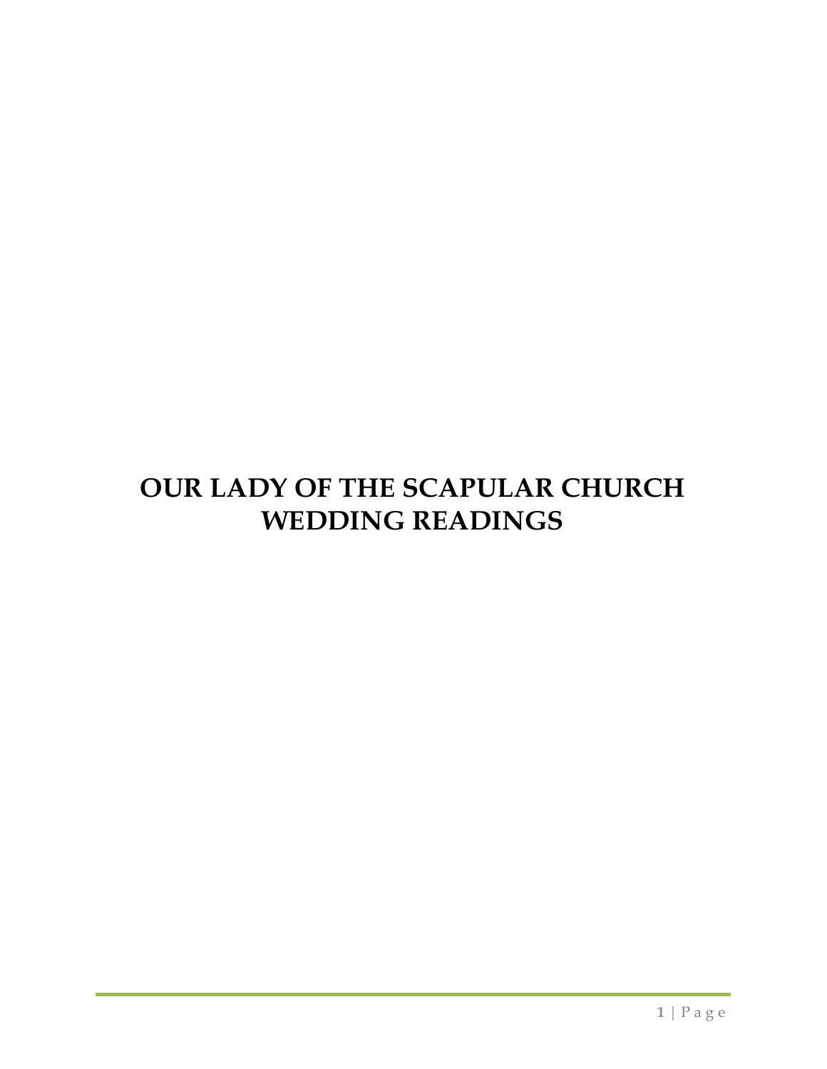# OUR LADY OF THE SCAPULAR CHURCH
# WEDDING READINGS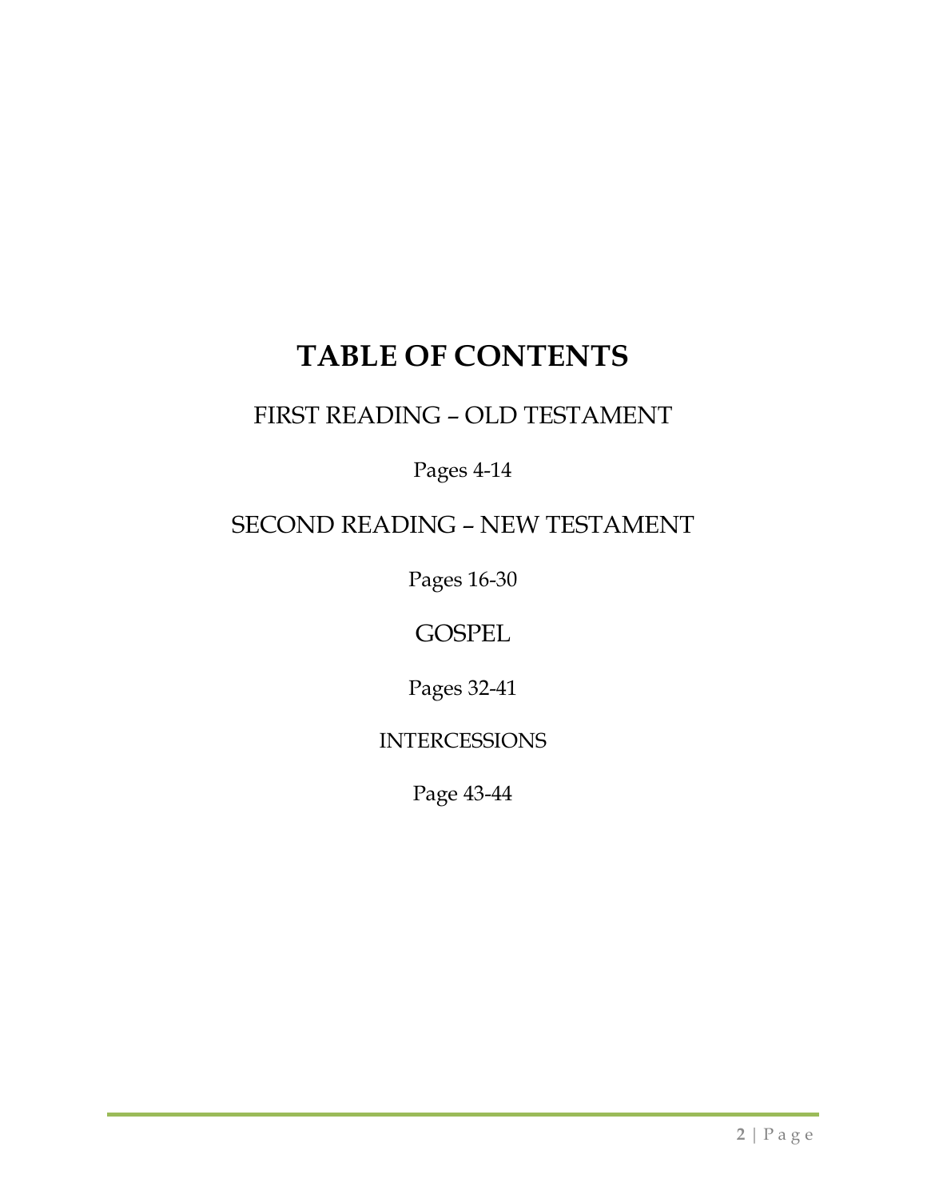# TABLE OF CONTENTS

## FIRST READING – OLD TESTAMENT

Pages 4-14

## SECOND READING – NEW TESTAMENT

Pages 16-30

## GOSPEL

Pages 32-41

### INTERCESSIONS

Page 43-44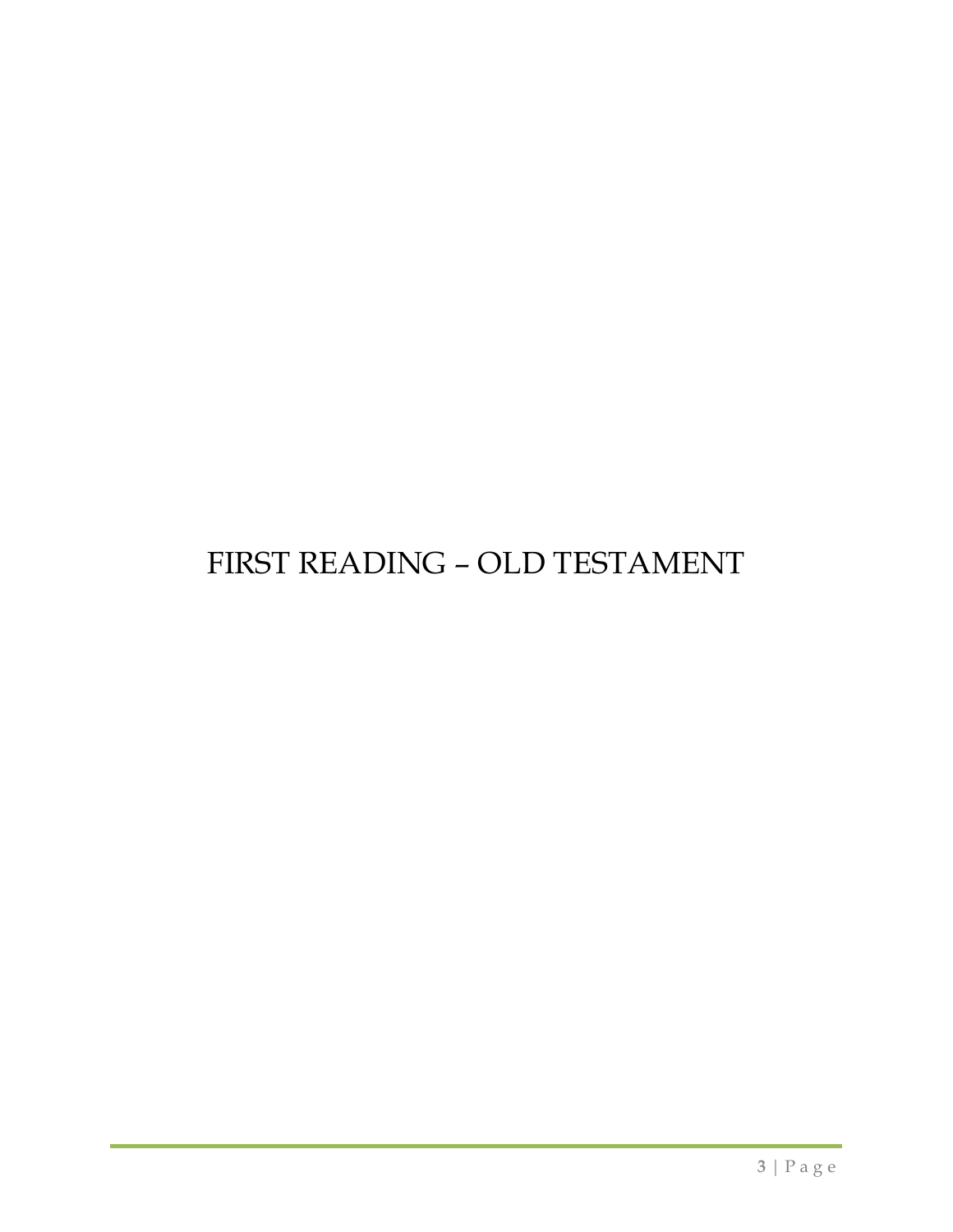# FIRST READING – OLD TESTAMENT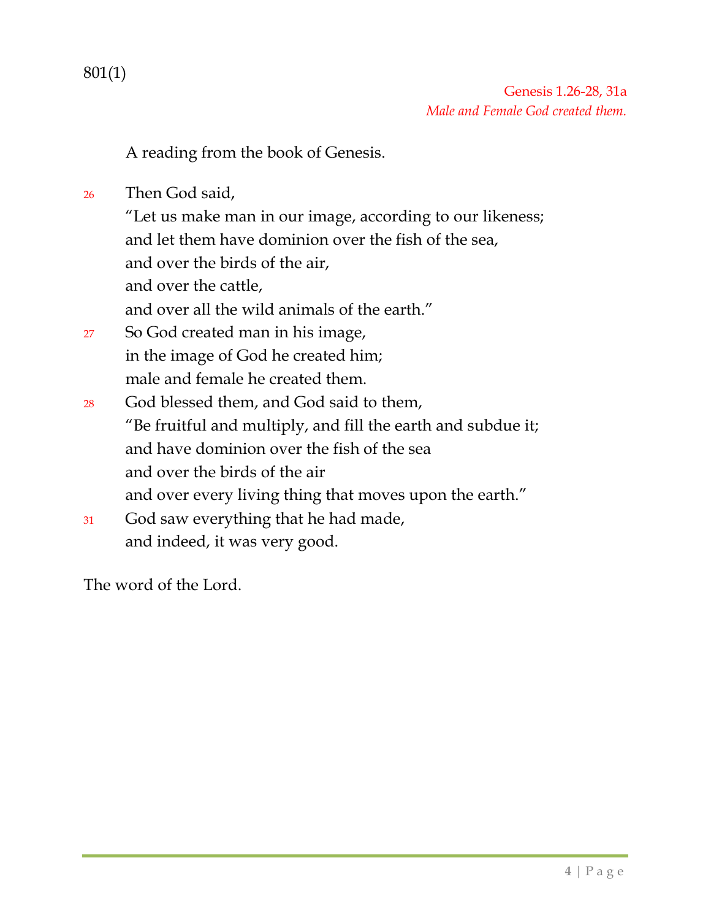801(1)

Genesis 1.26-28, 31a

*Male and Female God created them.*

A reading from the book of Genesis.

26 Then God said,
"Let us make man in our image, according to our likeness;
and let them have dominion over the fish of the sea,
and over the birds of the air,
and over the cattle,
and over all the wild animals of the earth."

27 So God created man in his image,
in the image of God he created him;
male and female he created them.

28 God blessed them, and God said to them,
"Be fruitful and multiply, and fill the earth and subdue it;
and have dominion over the fish of the sea
and over the birds of the air
and over every living thing that moves upon the earth."

31 God saw everything that he had made,
and indeed, it was very good.

The word of the Lord.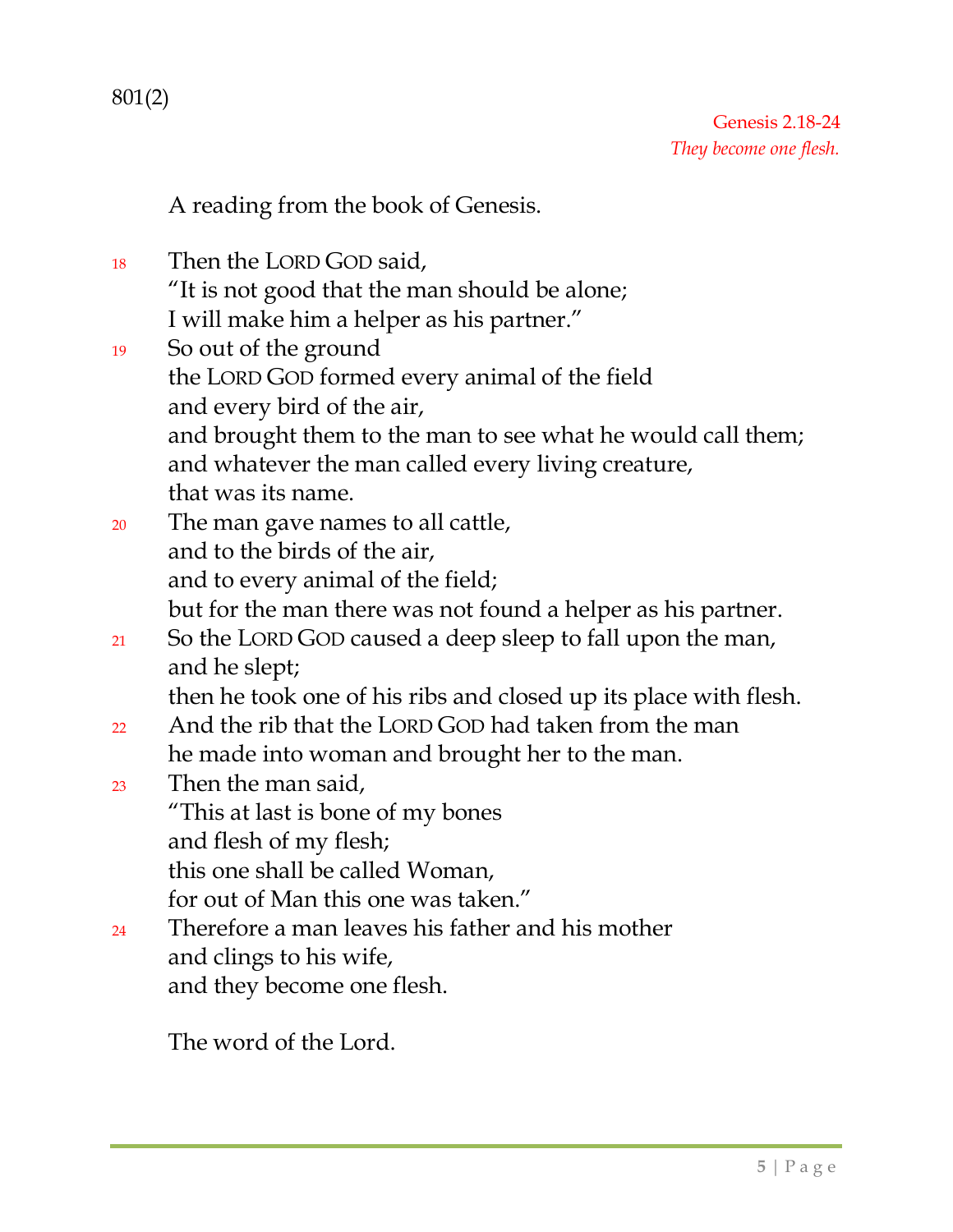801(2)

Genesis 2.18-24
*They become one flesh.*

A reading from the book of Genesis.

18 Then the LORD GOD said,
"It is not good that the man should be alone;
I will make him a helper as his partner."

19 So out of the ground
the LORD GOD formed every animal of the field
and every bird of the air,
and brought them to the man to see what he would call them;
and whatever the man called every living creature,
that was its name.

20 The man gave names to all cattle,
and to the birds of the air,
and to every animal of the field;
but for the man there was not found a helper as his partner.

21 So the LORD GOD caused a deep sleep to fall upon the man,
and he slept;
then he took one of his ribs and closed up its place with flesh.

22 And the rib that the LORD GOD had taken from the man
he made into woman and brought her to the man.

23 Then the man said,
"This at last is bone of my bones
and flesh of my flesh;
this one shall be called Woman,
for out of Man this one was taken."

24 Therefore a man leaves his father and his mother
and clings to his wife,
and they become one flesh.

The word of the Lord.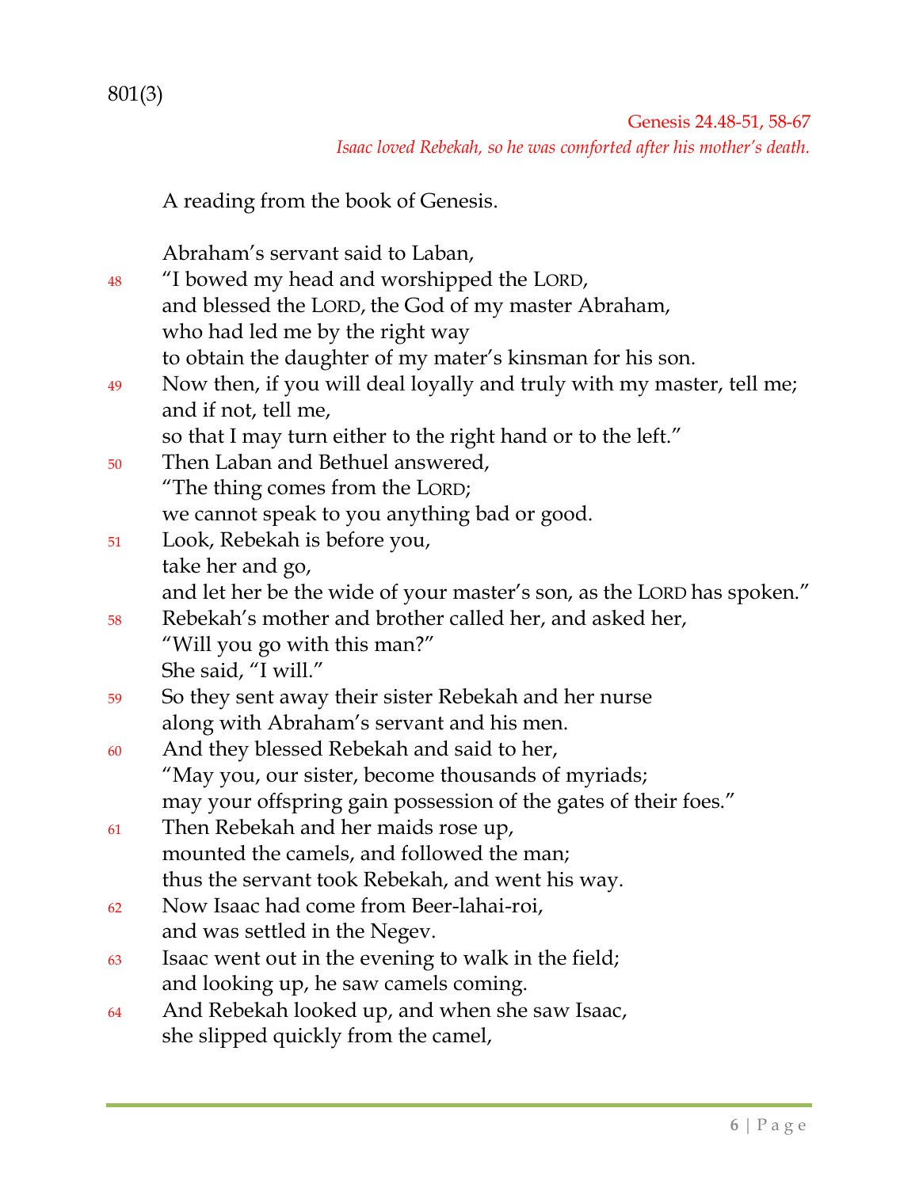801(3)

Genesis 24.48-51, 58-67

*Isaac loved Rebekah, so he was comforted after his mother's death.*

A reading from the book of Genesis.

Abraham's servant said to Laban,

48 "I bowed my head and worshipped the LORD,
and blessed the LORD, the God of my master Abraham,
who had led me by the right way
to obtain the daughter of my mater's kinsman for his son.

49 Now then, if you will deal loyally and truly with my master, tell me;
and if not, tell me,
so that I may turn either to the right hand or to the left."

50 Then Laban and Bethuel answered,
"The thing comes from the LORD;
we cannot speak to you anything bad or good.

51 Look, Rebekah is before you,
take her and go,
and let her be the wide of your master's son, as the LORD has spoken."

58 Rebekah's mother and brother called her, and asked her,
"Will you go with this man?"
She said, "I will."

59 So they sent away their sister Rebekah and her nurse
along with Abraham's servant and his men.

60 And they blessed Rebekah and said to her,
"May you, our sister, become thousands of myriads;
may your offspring gain possession of the gates of their foes."

61 Then Rebekah and her maids rose up,
mounted the camels, and followed the man;
thus the servant took Rebekah, and went his way.

62 Now Isaac had come from Beer-lahai-roi,
and was settled in the Negev.

63 Isaac went out in the evening to walk in the field;
and looking up, he saw camels coming.

64 And Rebekah looked up, and when she saw Isaac,
she slipped quickly from the camel,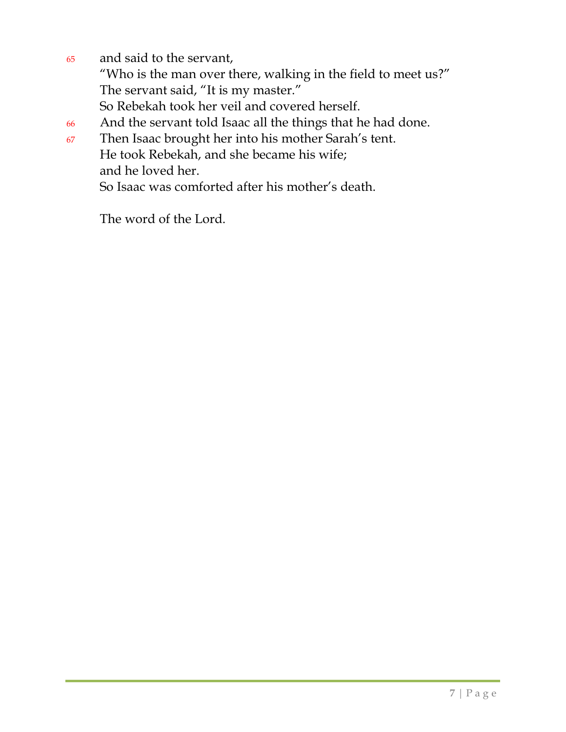65 and said to the servant,  
"Who is the man over there, walking in the field to meet us?"  
The servant said, "It is my master."  
So Rebekah took her veil and covered herself.  
66 And the servant told Isaac all the things that he had done.  
67 Then Isaac brought her into his mother Sarah's tent.  
He took Rebekah, and she became his wife;  
and he loved her.  
So Isaac was comforted after his mother's death.

The word of the Lord.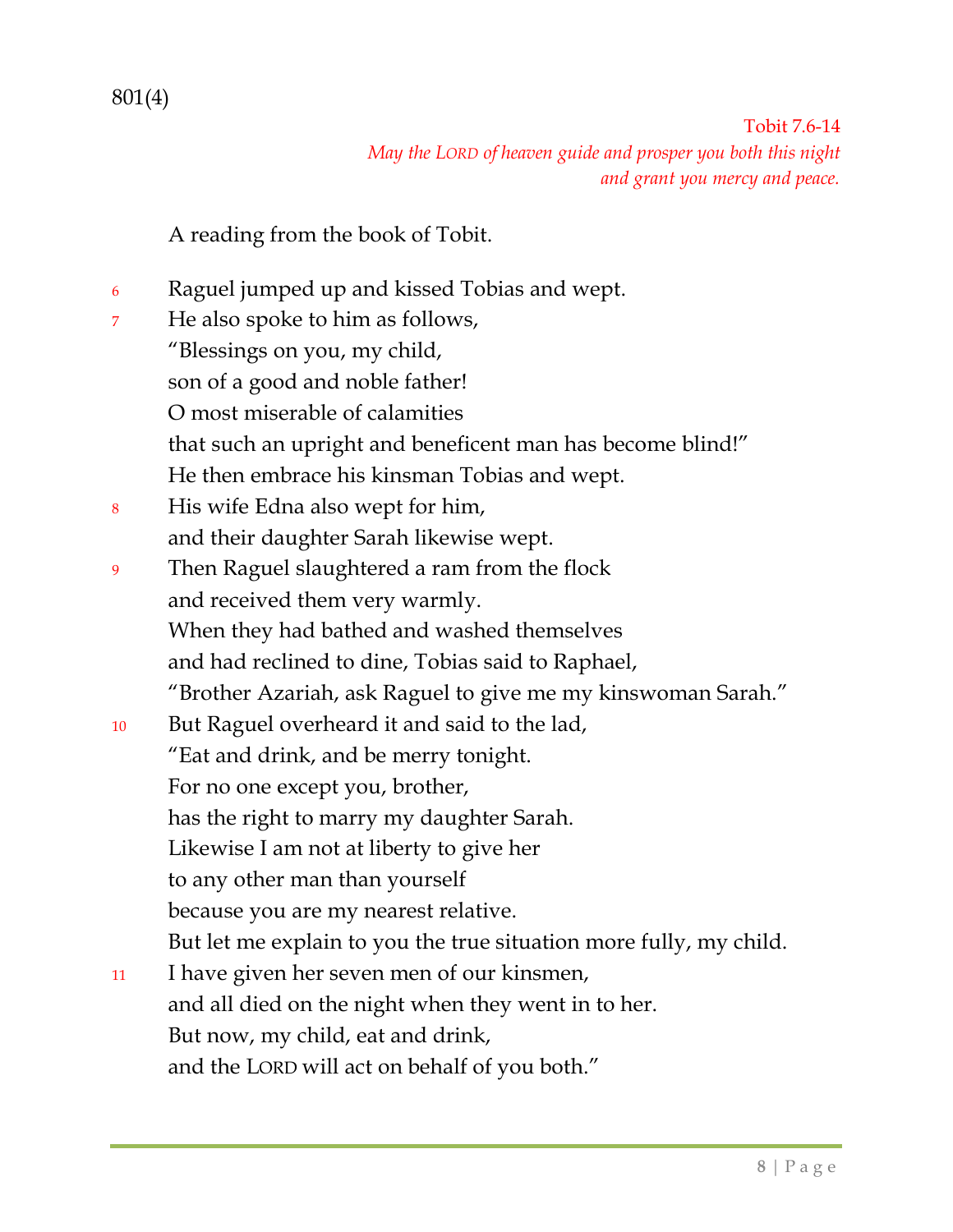801(4)

Tobit 7.6-14

*May the LORD of heaven guide and prosper you both this night*
*and grant you mercy and peace.*

A reading from the book of Tobit.

6 Raguel jumped up and kissed Tobias and wept.
7 He also spoke to him as follows,
"Blessings on you, my child,
son of a good and noble father!
O most miserable of calamities
that such an upright and beneficent man has become blind!"
He then embrace his kinsman Tobias and wept.
8 His wife Edna also wept for him,
and their daughter Sarah likewise wept.
9 Then Raguel slaughtered a ram from the flock
and received them very warmly.
When they had bathed and washed themselves
and had reclined to dine, Tobias said to Raphael,
"Brother Azariah, ask Raguel to give me my kinswoman Sarah."
10 But Raguel overheard it and said to the lad,
"Eat and drink, and be merry tonight.
For no one except you, brother,
has the right to marry my daughter Sarah.
Likewise I am not at liberty to give her
to any other man than yourself
because you are my nearest relative.
But let me explain to you the true situation more fully, my child.
11 I have given her seven men of our kinsmen,
and all died on the night when they went in to her.
But now, my child, eat and drink,
and the LORD will act on behalf of you both."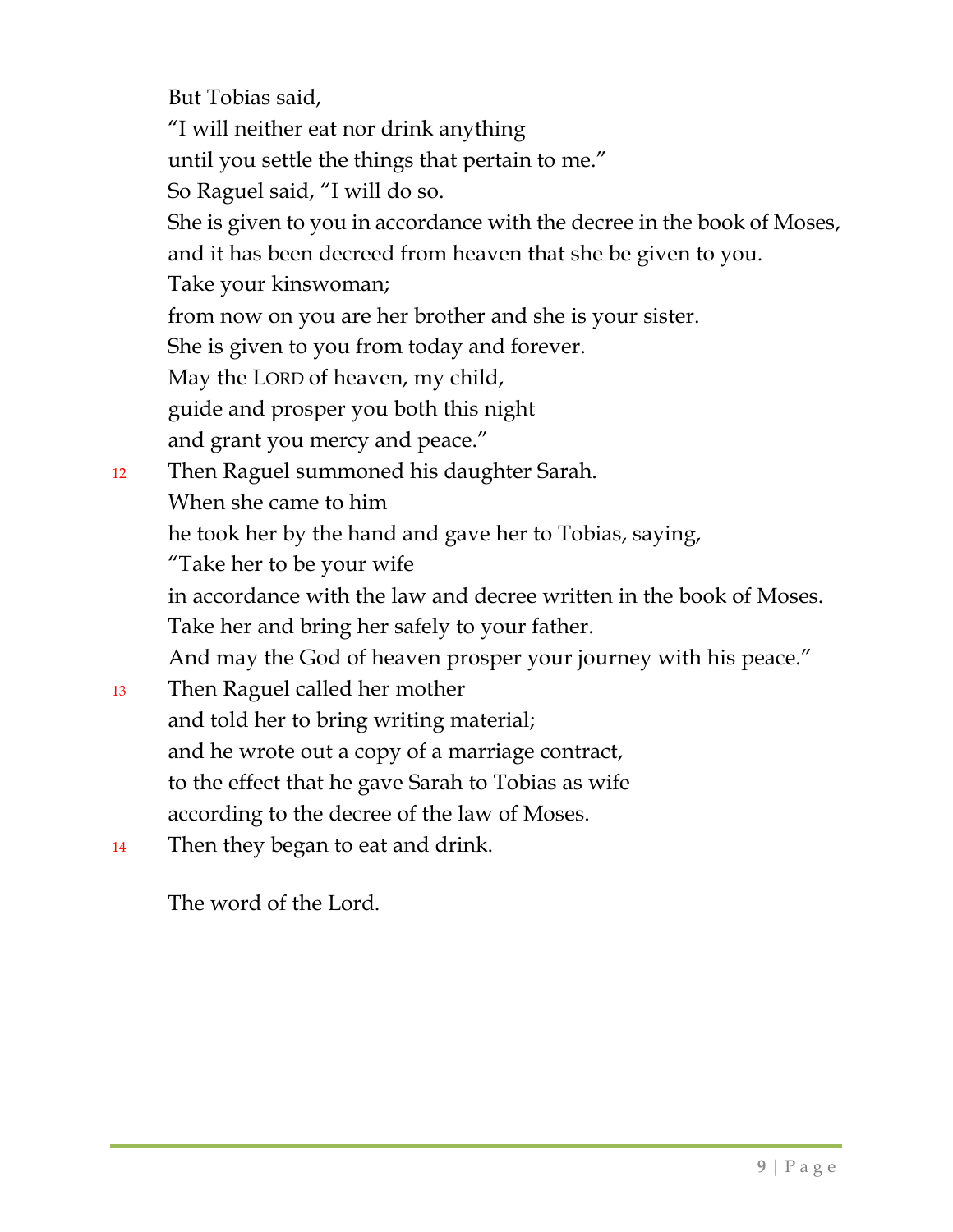But Tobias said,  
"I will neither eat nor drink anything  
until you settle the things that pertain to me."  
So Raguel said, "I will do so.  
She is given to you in accordance with the decree in the book of Moses,  
and it has been decreed from heaven that she be given to you.  
Take your kinswoman;  
from now on you are her brother and she is your sister.  
She is given to you from today and forever.  
May the LORD of heaven, my child,  
guide and prosper you both this night  
and grant you mercy and peace."

12 Then Raguel summoned his daughter Sarah.  
When she came to him  
he took her by the hand and gave her to Tobias, saying,  
"Take her to be your wife  
in accordance with the law and decree written in the book of Moses.  
Take her and bring her safely to your father.  
And may the God of heaven prosper your journey with his peace."

13 Then Raguel called her mother  
and told her to bring writing material;  
and he wrote out a copy of a marriage contract,  
to the effect that he gave Sarah to Tobias as wife  
according to the decree of the law of Moses.

14 Then they began to eat and drink.

The word of the Lord.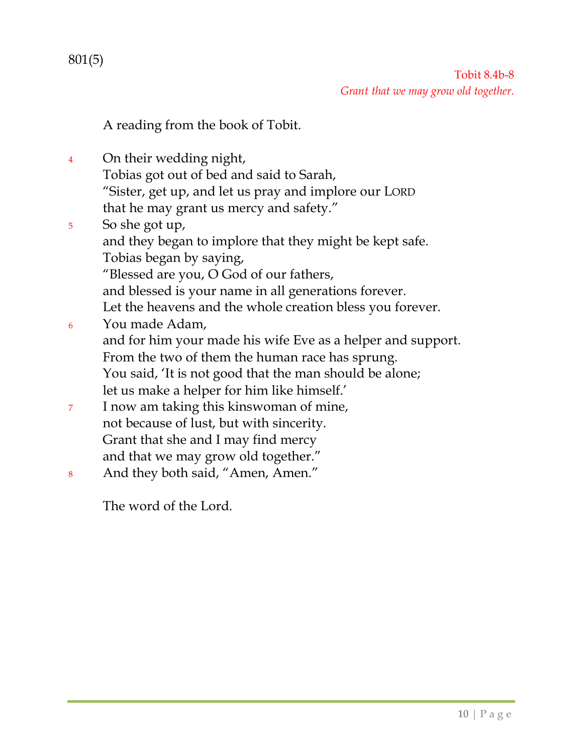801(5)

Tobit 8.4b-8

*Grant that we may grow old together.*

A reading from the book of Tobit.

4 On their wedding night,
Tobias got out of bed and said to Sarah,
"Sister, get up, and let us pray and implore our LORD
that he may grant us mercy and safety."

5 So she got up,
and they began to implore that they might be kept safe.
Tobias began by saying,
"Blessed are you, O God of our fathers,
and blessed is your name in all generations forever.
Let the heavens and the whole creation bless you forever.

6 You made Adam,
and for him your made his wife Eve as a helper and support.
From the two of them the human race has sprung.
You said, 'It is not good that the man should be alone;
let us make a helper for him like himself.'

7 I now am taking this kinswoman of mine,
not because of lust, but with sincerity.
Grant that she and I may find mercy
and that we may grow old together."

8 And they both said, "Amen, Amen."

The word of the Lord.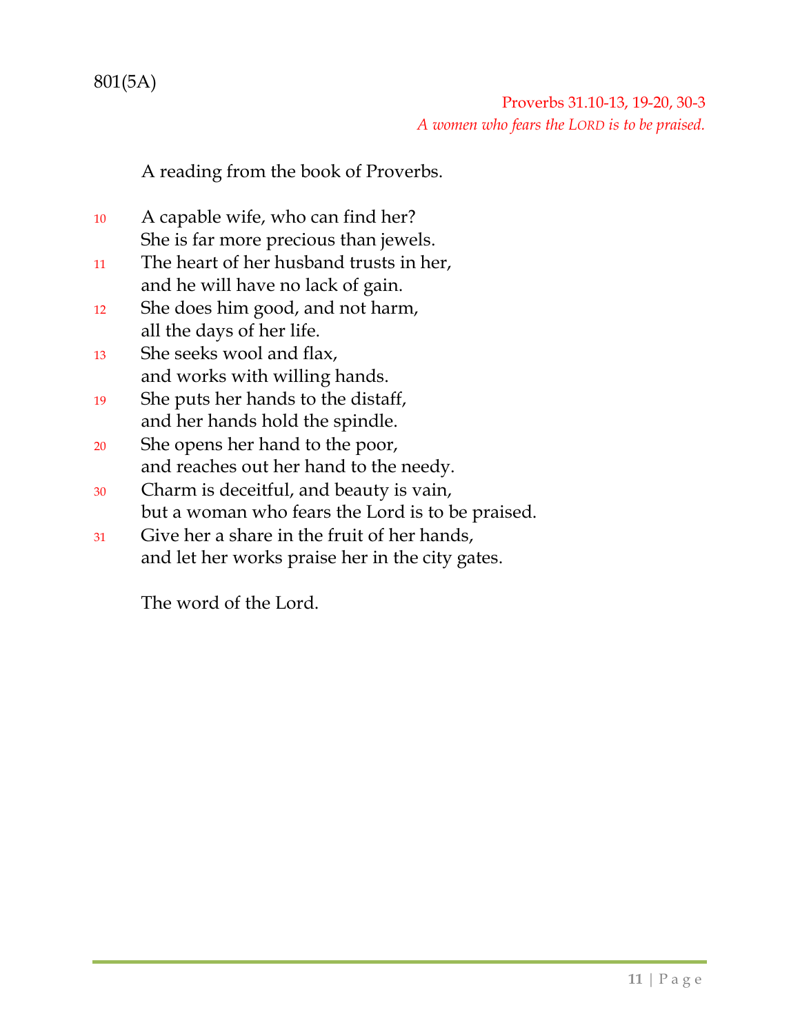801(5A)

Proverbs 31.10-13, 19-20, 30-3

*A women who fears the LORD is to be praised.*

A reading from the book of Proverbs.

10 A capable wife, who can find her?
She is far more precious than jewels.
11 The heart of her husband trusts in her,
and he will have no lack of gain.
12 She does him good, and not harm,
all the days of her life.
13 She seeks wool and flax,
and works with willing hands.
19 She puts her hands to the distaff,
and her hands hold the spindle.
20 She opens her hand to the poor,
and reaches out her hand to the needy.
30 Charm is deceitful, and beauty is vain,
but a woman who fears the Lord is to be praised.
31 Give her a share in the fruit of her hands,
and let her works praise her in the city gates.

The word of the Lord.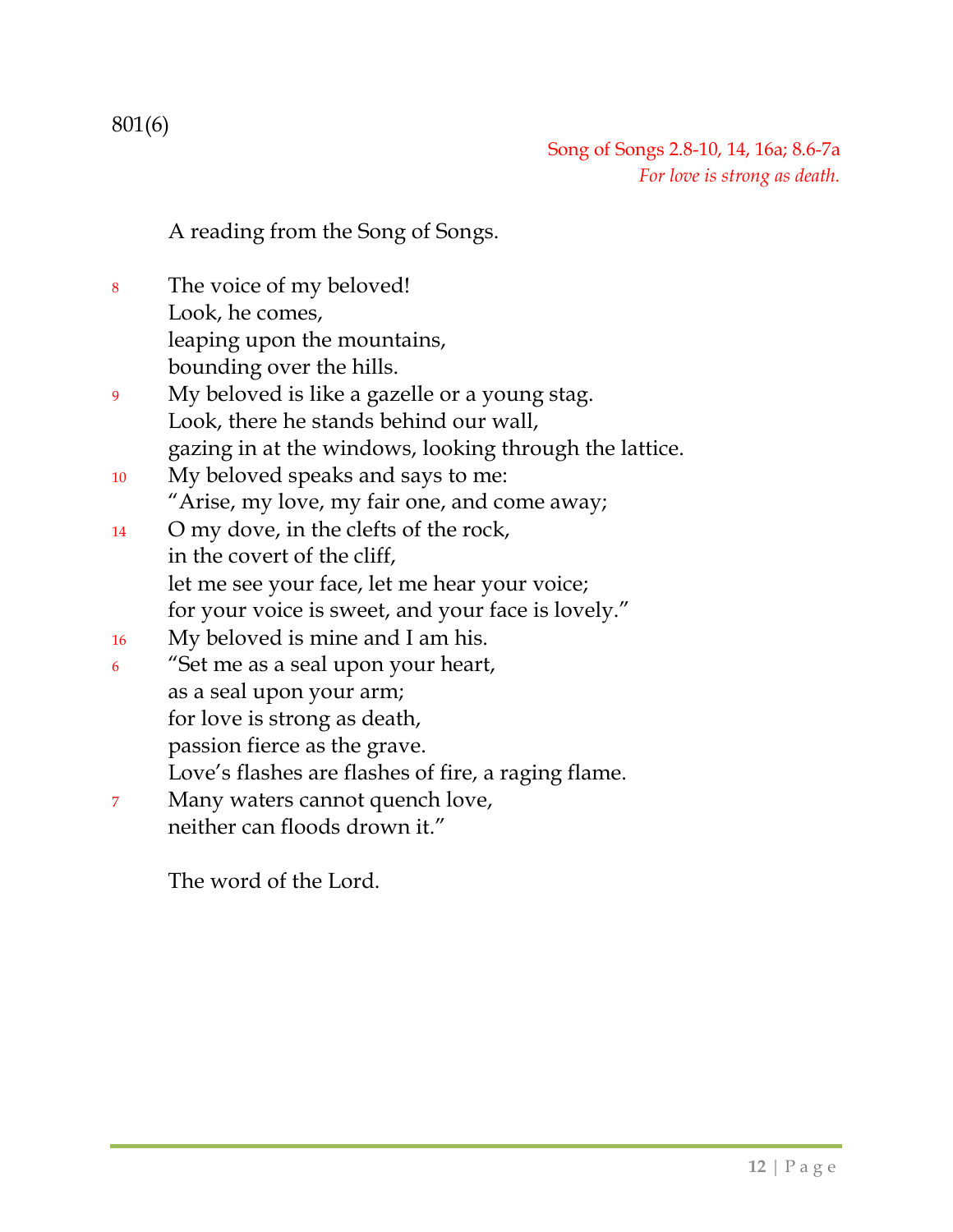801(6)

Song of Songs 2.8-10, 14, 16a; 8.6-7a
*For love is strong as death.*

A reading from the Song of Songs.

8 The voice of my beloved!
Look, he comes,
leaping upon the mountains,
bounding over the hills.
9 My beloved is like a gazelle or a young stag.
Look, there he stands behind our wall,
gazing in at the windows, looking through the lattice.
10 My beloved speaks and says to me:
"Arise, my love, my fair one, and come away;
14 O my dove, in the clefts of the rock,
in the covert of the cliff,
let me see your face, let me hear your voice;
for your voice is sweet, and your face is lovely."
16 My beloved is mine and I am his.
6 "Set me as a seal upon your heart,
as a seal upon your arm;
for love is strong as death,
passion fierce as the grave.
Love's flashes are flashes of fire, a raging flame.
7 Many waters cannot quench love,
neither can floods drown it."

The word of the Lord.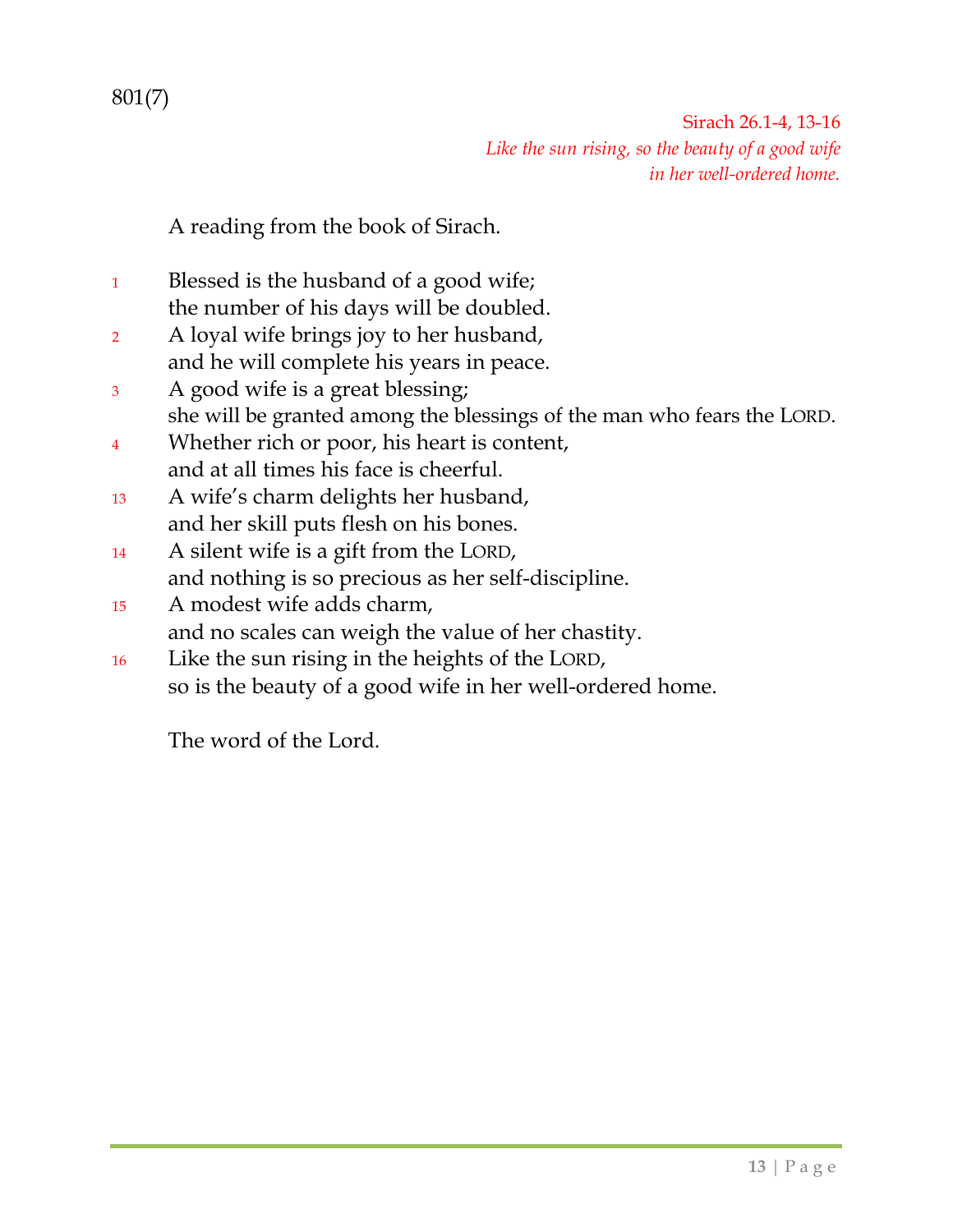801(7)

Sirach 26.1-4, 13-16

*Like the sun rising, so the beauty of a good wife in her well-ordered home.*

A reading from the book of Sirach.

1 Blessed is the husband of a good wife;  
the number of his days will be doubled.  
2 A loyal wife brings joy to her husband,  
and he will complete his years in peace.  
3 A good wife is a great blessing;  
she will be granted among the blessings of the man who fears the LORD.  
4 Whether rich or poor, his heart is content,  
and at all times his face is cheerful.  
13 A wife's charm delights her husband,  
and her skill puts flesh on his bones.  
14 A silent wife is a gift from the LORD,  
and nothing is so precious as her self-discipline.  
15 A modest wife adds charm,  
and no scales can weigh the value of her chastity.  
16 Like the sun rising in the heights of the LORD,  
so is the beauty of a good wife in her well-ordered home.

The word of the Lord.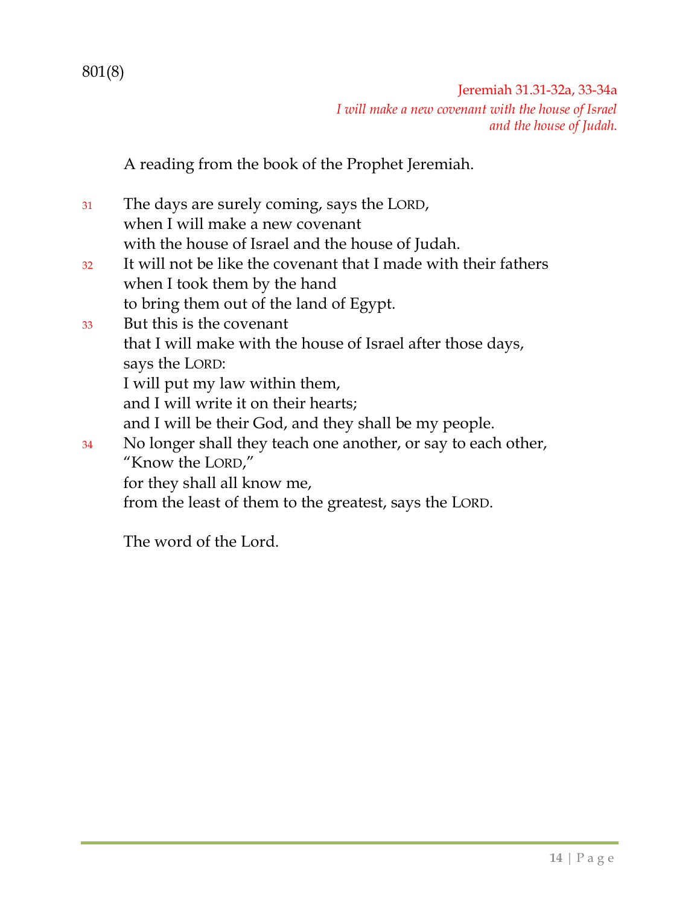801(8)

Jeremiah 31.31-32a, 33-34a

*I will make a new covenant with the house of Israel*
*and the house of Judah.*

A reading from the book of the Prophet Jeremiah.

31 The days are surely coming, says the LORD,
when I will make a new covenant
with the house of Israel and the house of Judah.
32 It will not be like the covenant that I made with their fathers
when I took them by the hand
to bring them out of the land of Egypt.
33 But this is the covenant
that I will make with the house of Israel after those days,
says the LORD:
I will put my law within them,
and I will write it on their hearts;
and I will be their God, and they shall be my people.
34 No longer shall they teach one another, or say to each other,
"Know the LORD,"
for they shall all know me,
from the least of them to the greatest, says the LORD.

The word of the Lord.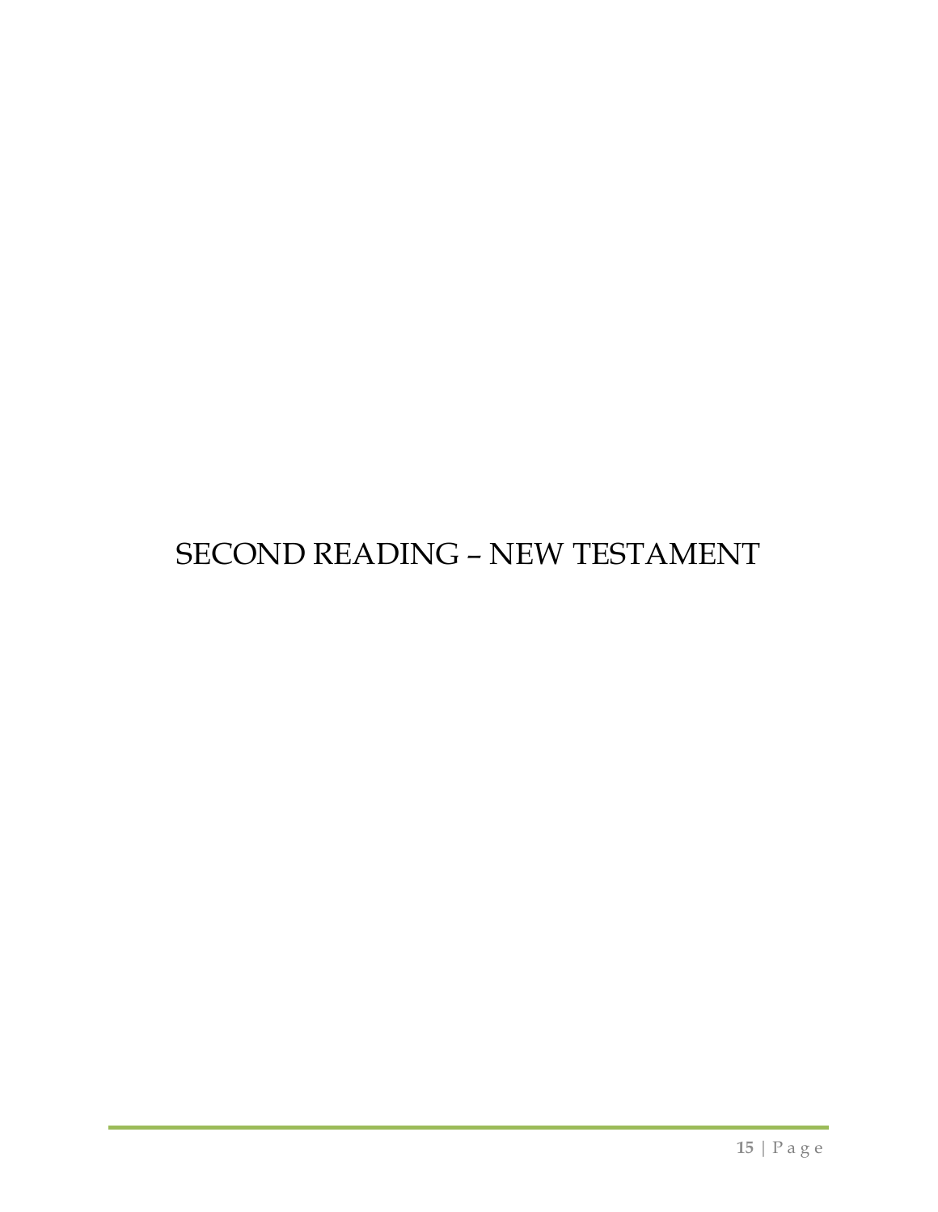# SECOND READING – NEW TESTAMENT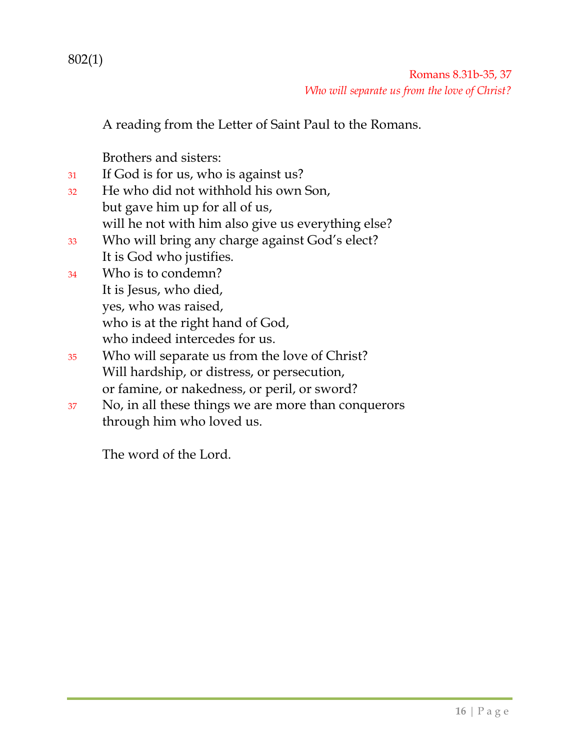802(1)

Romans 8.31b-35, 37
*Who will separate us from the love of Christ?*

A reading from the Letter of Saint Paul to the Romans.

Brothers and sisters:

31 If God is for us, who is against us?
32 He who did not withhold his own Son,
but gave him up for all of us,
will he not with him also give us everything else?
33 Who will bring any charge against God's elect?
It is God who justifies.
34 Who is to condemn?
It is Jesus, who died,
yes, who was raised,
who is at the right hand of God,
who indeed intercedes for us.
35 Who will separate us from the love of Christ?
Will hardship, or distress, or persecution,
or famine, or nakedness, or peril, or sword?
37 No, in all these things we are more than conquerors
through him who loved us.

The word of the Lord.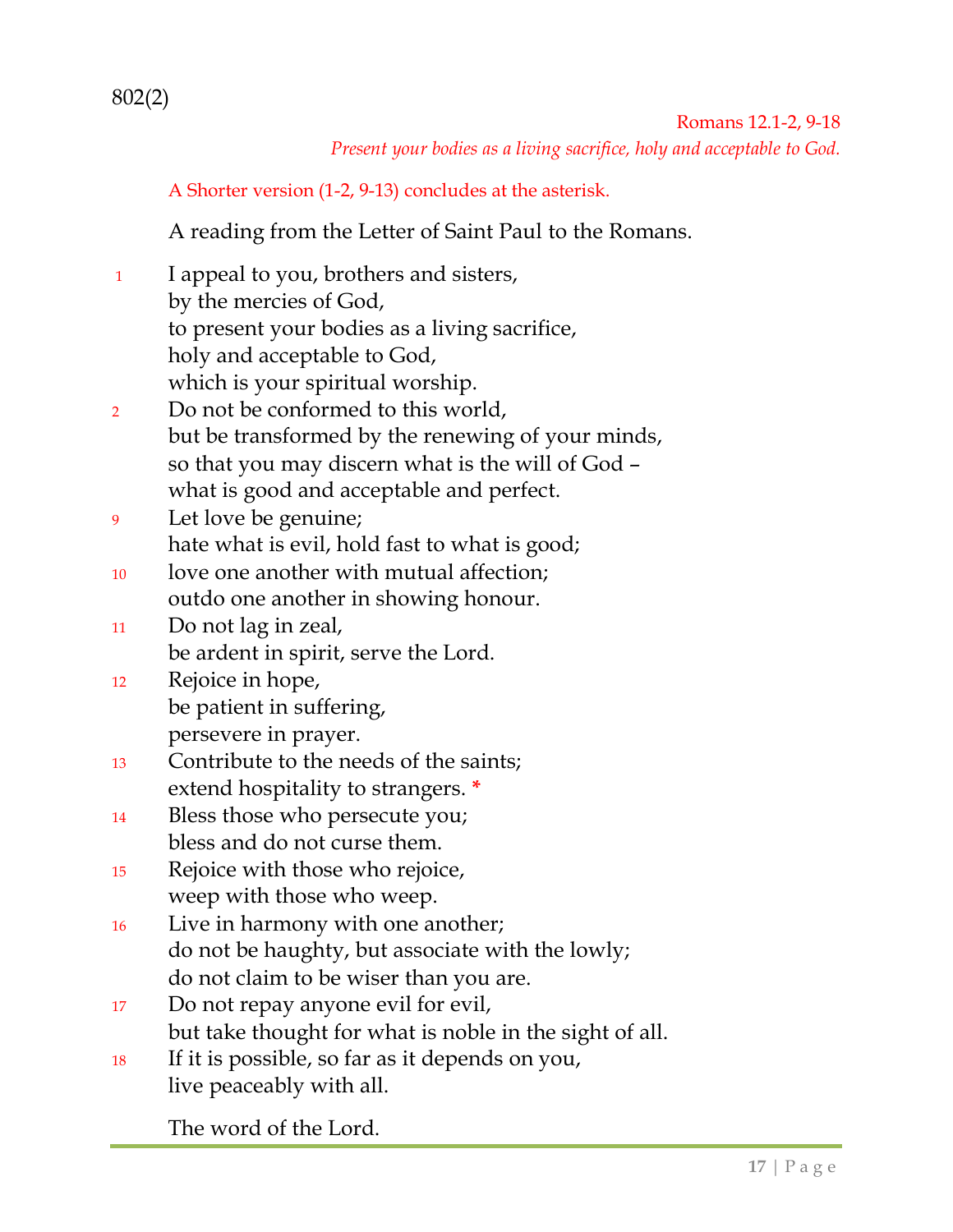802(2)

Romans 12.1-2, 9-18

*Present your bodies as a living sacrifice, holy and acceptable to God.*

A Shorter version (1-2, 9-13) concludes at the asterisk.

A reading from the Letter of Saint Paul to the Romans.

1 I appeal to you, brothers and sisters,  
by the mercies of God,  
to present your bodies as a living sacrifice,  
holy and acceptable to God,  
which is your spiritual worship.  
2 Do not be conformed to this world,  
but be transformed by the renewing of your minds,  
so that you may discern what is the will of God –  
what is good and acceptable and perfect.  
9 Let love be genuine;  
hate what is evil, hold fast to what is good;  
10 love one another with mutual affection;  
outdo one another in showing honour.  
11 Do not lag in zeal,  
be ardent in spirit, serve the Lord.  
12 Rejoice in hope,  
be patient in suffering,  
persevere in prayer.  
13 Contribute to the needs of the saints;  
extend hospitality to strangers. *  
14 Bless those who persecute you;  
bless and do not curse them.  
15 Rejoice with those who rejoice,  
weep with those who weep.  
16 Live in harmony with one another;  
do not be haughty, but associate with the lowly;  
do not claim to be wiser than you are.  
17 Do not repay anyone evil for evil,  
but take thought for what is noble in the sight of all.  
18 If it is possible, so far as it depends on you,  
live peaceably with all.

The word of the Lord.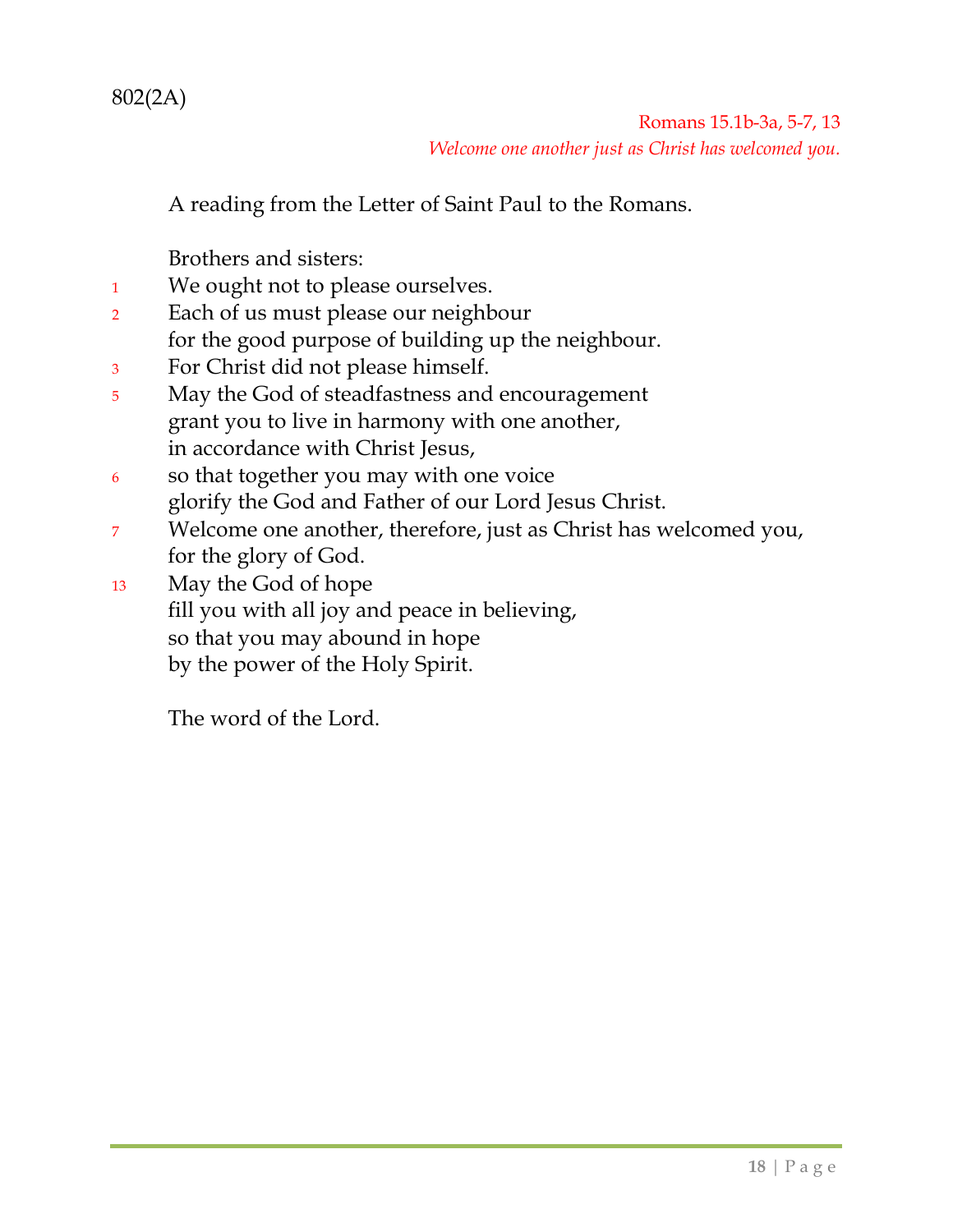802(2A)

Romans 15.1b-3a, 5-7, 13
*Welcome one another just as Christ has welcomed you.*

A reading from the Letter of Saint Paul to the Romans.

Brothers and sisters:

1 We ought not to please ourselves.
2 Each of us must please our neighbour
for the good purpose of building up the neighbour.
3 For Christ did not please himself.
5 May the God of steadfastness and encouragement
grant you to live in harmony with one another,
in accordance with Christ Jesus,
6 so that together you may with one voice
glorify the God and Father of our Lord Jesus Christ.
7 Welcome one another, therefore, just as Christ has welcomed you,
for the glory of God.
13 May the God of hope
fill you with all joy and peace in believing,
so that you may abound in hope
by the power of the Holy Spirit.

The word of the Lord.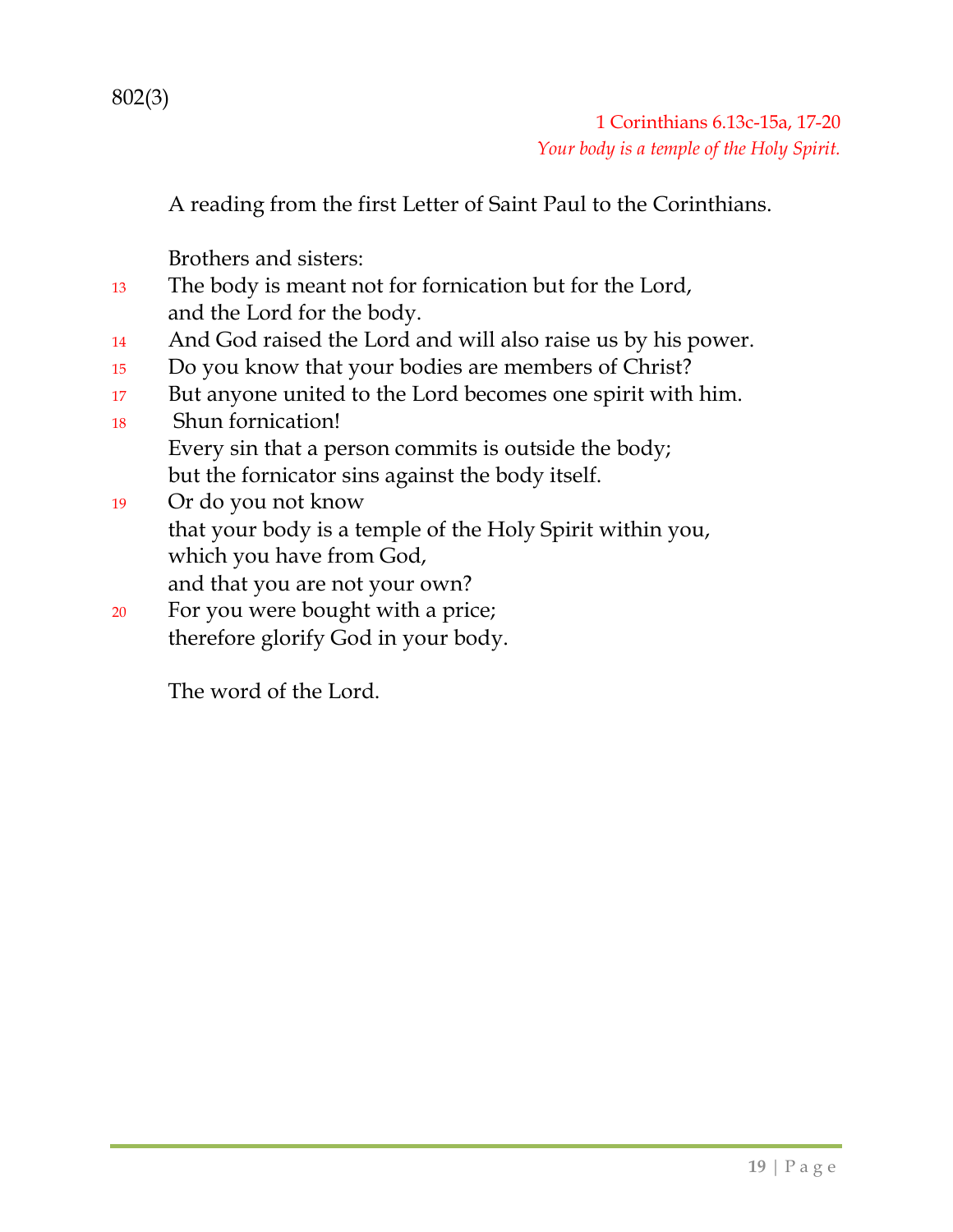802(3)

1 Corinthians 6.13c-15a, 17-20
*Your body is a temple of the Holy Spirit.*

A reading from the first Letter of Saint Paul to the Corinthians.

Brothers and sisters:

13 The body is meant not for fornication but for the Lord,
and the Lord for the body.
14 And God raised the Lord and will also raise us by his power.
15 Do you know that your bodies are members of Christ?
17 But anyone united to the Lord becomes one spirit with him.
18 Shun fornication!
Every sin that a person commits is outside the body;
but the fornicator sins against the body itself.
19 Or do you not know
that your body is a temple of the Holy Spirit within you,
which you have from God,
and that you are not your own?
20 For you were bought with a price;
therefore glorify God in your body.

The word of the Lord.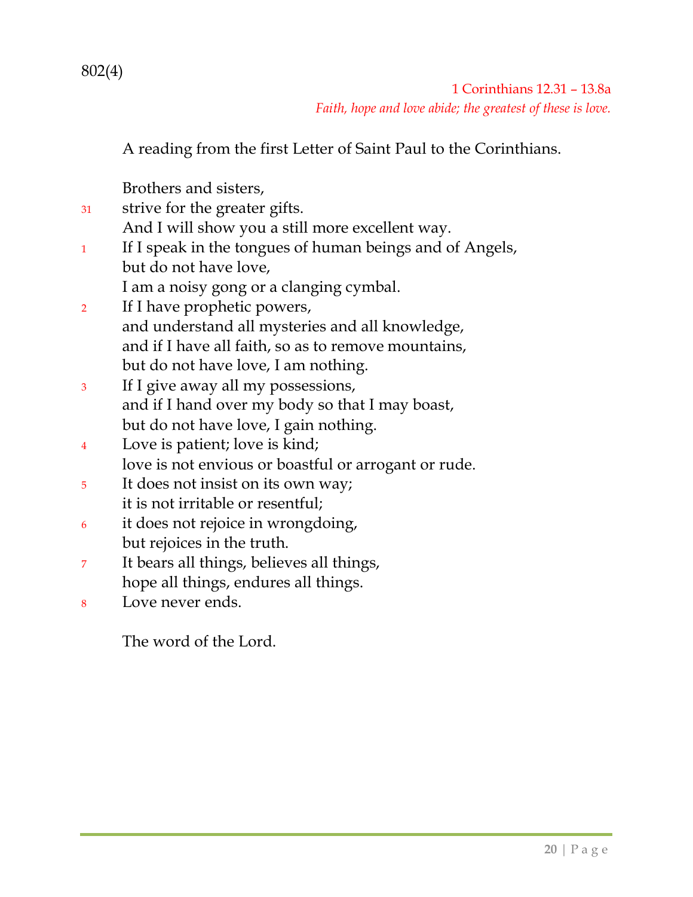802(4)

1 Corinthians 12.31 – 13.8a

*Faith, hope and love abide; the greatest of these is love.*

A reading from the first Letter of Saint Paul to the Corinthians.

Brothers and sisters,
31 strive for the greater gifts.
And I will show you a still more excellent way.
1 If I speak in the tongues of human beings and of Angels,
but do not have love,
I am a noisy gong or a clanging cymbal.
2 If I have prophetic powers,
and understand all mysteries and all knowledge,
and if I have all faith, so as to remove mountains,
but do not have love, I am nothing.
3 If I give away all my possessions,
and if I hand over my body so that I may boast,
but do not have love, I gain nothing.
4 Love is patient; love is kind;
love is not envious or boastful or arrogant or rude.
5 It does not insist on its own way;
it is not irritable or resentful;
6 it does not rejoice in wrongdoing,
but rejoices in the truth.
7 It bears all things, believes all things,
hope all things, endures all things.
8 Love never ends.

The word of the Lord.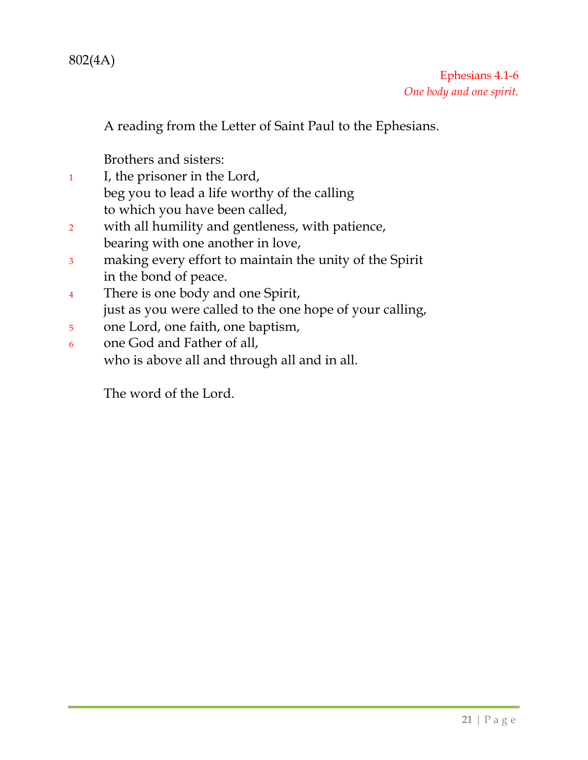802(4A)

Ephesians 4.1-6
*One body and one spirit.*

A reading from the Letter of Saint Paul to the Ephesians.

Brothers and sisters:
1 I, the prisoner in the Lord,
beg you to lead a life worthy of the calling
to which you have been called,
2 with all humility and gentleness, with patience,
bearing with one another in love,
3 making every effort to maintain the unity of the Spirit
in the bond of peace.
4 There is one body and one Spirit,
just as you were called to the one hope of your calling,
5 one Lord, one faith, one baptism,
6 one God and Father of all,
who is above all and through all and in all.

The word of the Lord.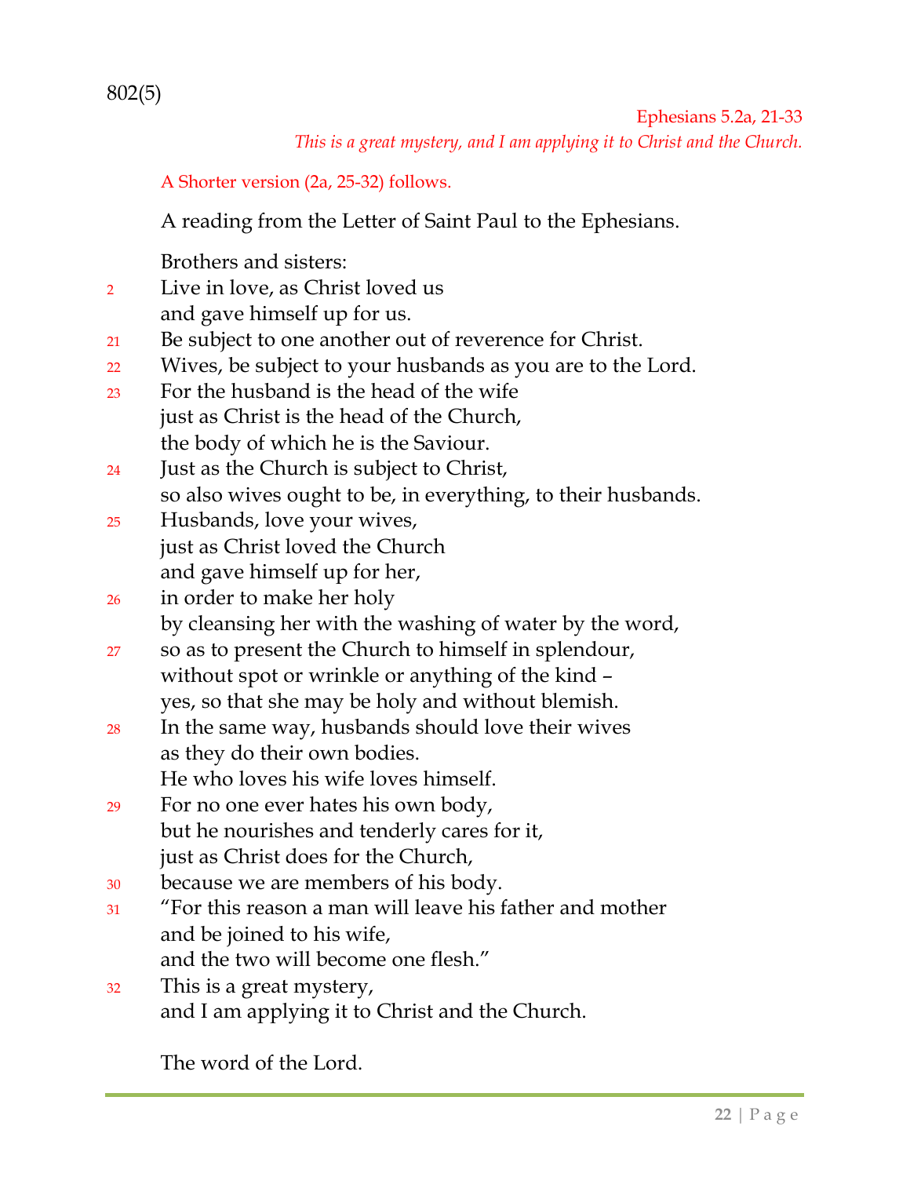802(5)

Ephesians 5.2a, 21-33

*This is a great mystery, and I am applying it to Christ and the Church.*

A Shorter version (2a, 25-32) follows.

A reading from the Letter of Saint Paul to the Ephesians.

Brothers and sisters:

2 Live in love, as Christ loved us
and gave himself up for us.
21 Be subject to one another out of reverence for Christ.
22 Wives, be subject to your husbands as you are to the Lord.
23 For the husband is the head of the wife
just as Christ is the head of the Church,
the body of which he is the Saviour.
24 Just as the Church is subject to Christ,
so also wives ought to be, in everything, to their husbands.
25 Husbands, love your wives,
just as Christ loved the Church
and gave himself up for her,
26 in order to make her holy
by cleansing her with the washing of water by the word,
27 so as to present the Church to himself in splendour,
without spot or wrinkle or anything of the kind –
yes, so that she may be holy and without blemish.
28 In the same way, husbands should love their wives
as they do their own bodies.
He who loves his wife loves himself.
29 For no one ever hates his own body,
but he nourishes and tenderly cares for it,
just as Christ does for the Church,
30 because we are members of his body.
31 "For this reason a man will leave his father and mother
and be joined to his wife,
and the two will become one flesh."
32 This is a great mystery,
and I am applying it to Christ and the Church.

The word of the Lord.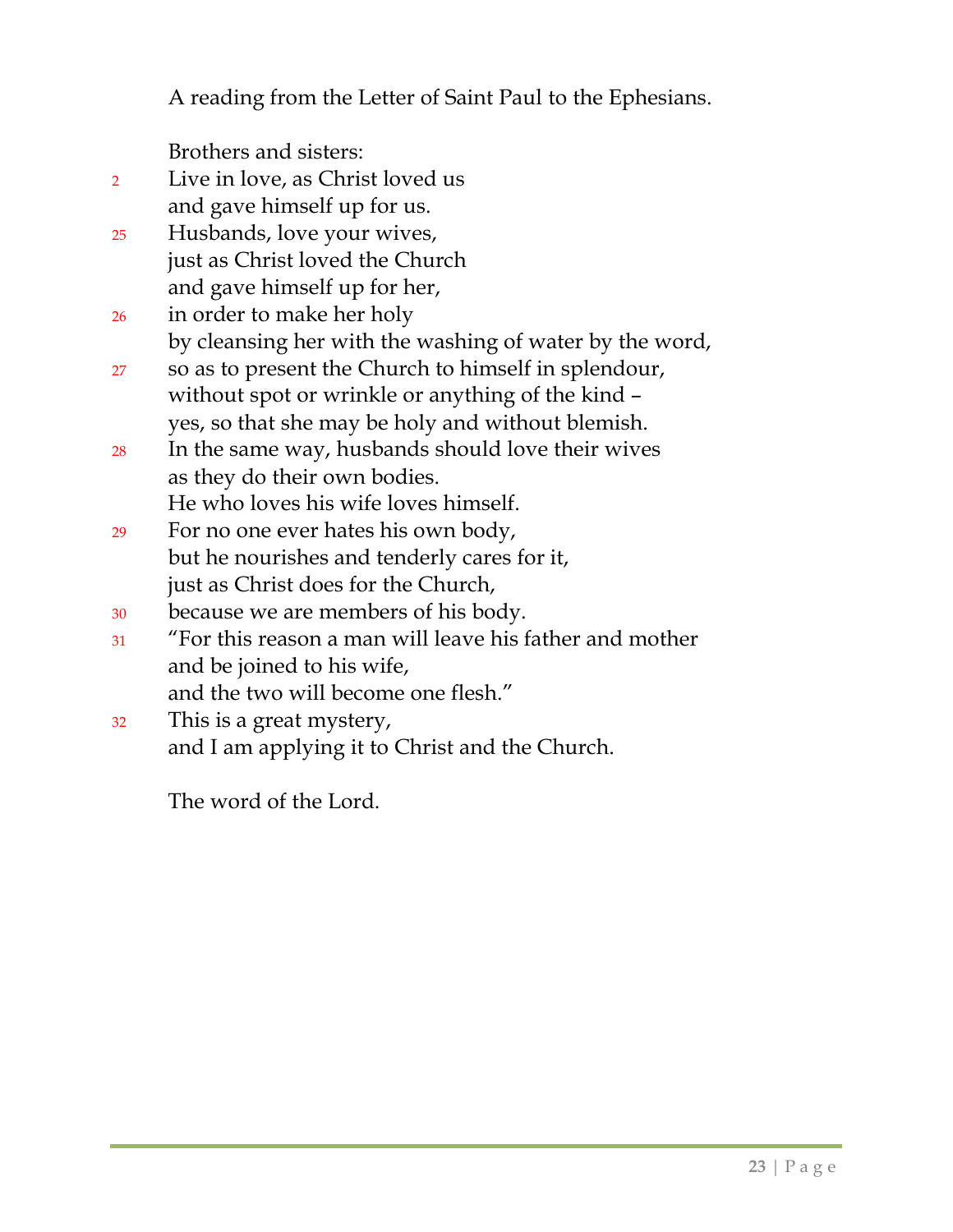A reading from the Letter of Saint Paul to the Ephesians.

Brothers and sisters:
2 Live in love, as Christ loved us
and gave himself up for us.
25 Husbands, love your wives,
just as Christ loved the Church
and gave himself up for her,
26 in order to make her holy
by cleansing her with the washing of water by the word,
27 so as to present the Church to himself in splendour,
without spot or wrinkle or anything of the kind –
yes, so that she may be holy and without blemish.
28 In the same way, husbands should love their wives
as they do their own bodies.
He who loves his wife loves himself.
29 For no one ever hates his own body,
but he nourishes and tenderly cares for it,
just as Christ does for the Church,
30 because we are members of his body.
31 "For this reason a man will leave his father and mother
and be joined to his wife,
and the two will become one flesh."
32 This is a great mystery,
and I am applying it to Christ and the Church.

The word of the Lord.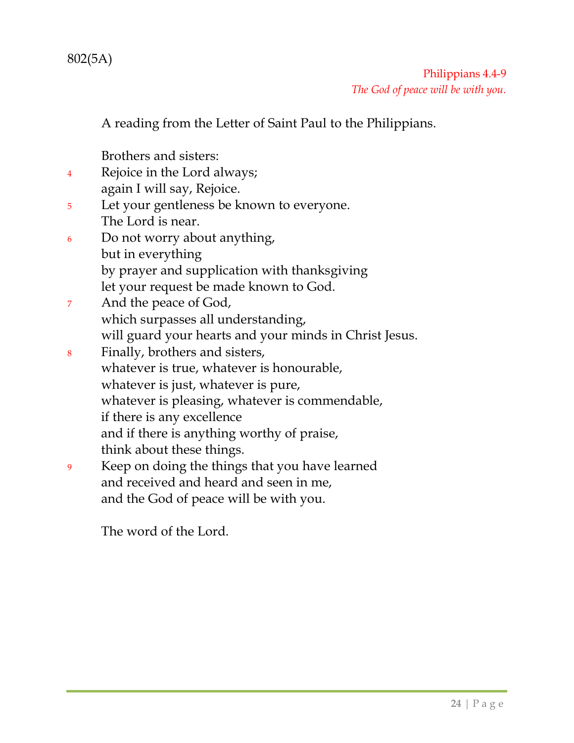802(5A)

Philippians 4.4-9

*The God of peace will be with you.*

A reading from the Letter of Saint Paul to the Philippians.

Brothers and sisters:

4 Rejoice in the Lord always;
again I will say, Rejoice.

5 Let your gentleness be known to everyone.
The Lord is near.

6 Do not worry about anything,
but in everything
by prayer and supplication with thanksgiving
let your request be made known to God.

7 And the peace of God,
which surpasses all understanding,
will guard your hearts and your minds in Christ Jesus.

8 Finally, brothers and sisters,
whatever is true, whatever is honourable,
whatever is just, whatever is pure,
whatever is pleasing, whatever is commendable,
if there is any excellence
and if there is anything worthy of praise,
think about these things.

9 Keep on doing the things that you have learned
and received and heard and seen in me,
and the God of peace will be with you.

The word of the Lord.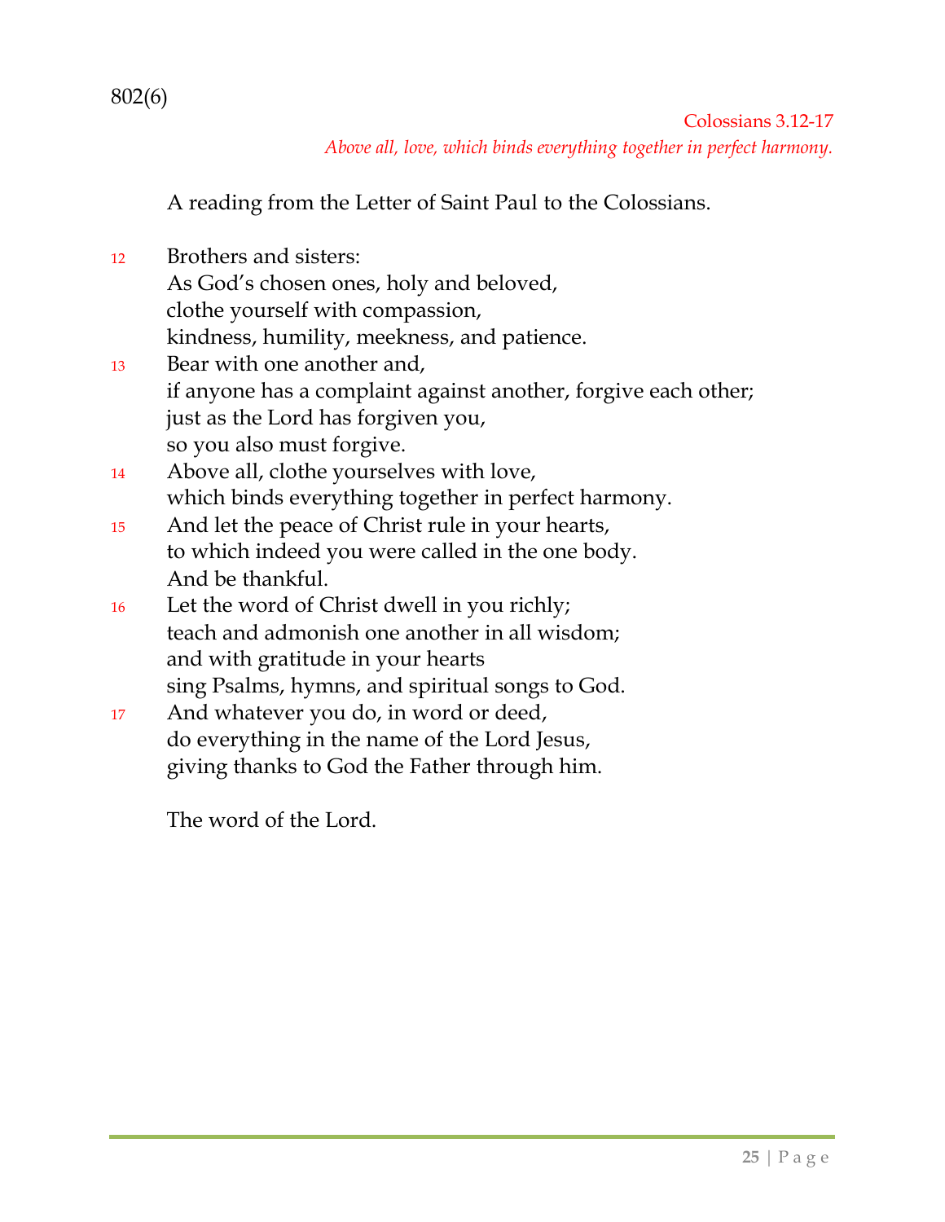802(6)

Colossians 3.12-17

*Above all, love, which binds everything together in perfect harmony.*

A reading from the Letter of Saint Paul to the Colossians.

12 Brothers and sisters:
As God's chosen ones, holy and beloved,
clothe yourself with compassion,
kindness, humility, meekness, and patience.

13 Bear with one another and,
if anyone has a complaint against another, forgive each other;
just as the Lord has forgiven you,
so you also must forgive.

14 Above all, clothe yourselves with love,
which binds everything together in perfect harmony.

15 And let the peace of Christ rule in your hearts,
to which indeed you were called in the one body.
And be thankful.

16 Let the word of Christ dwell in you richly;
teach and admonish one another in all wisdom;
and with gratitude in your hearts
sing Psalms, hymns, and spiritual songs to God.

17 And whatever you do, in word or deed,
do everything in the name of the Lord Jesus,
giving thanks to God the Father through him.

The word of the Lord.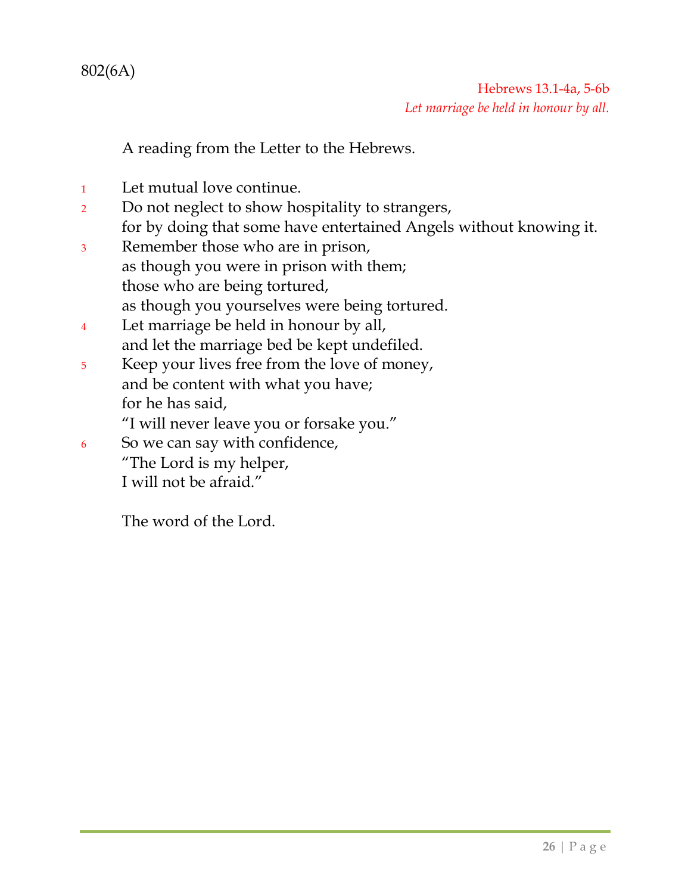802(6A)

Hebrews 13.1-4a, 5-6b
*Let marriage be held in honour by all.*

A reading from the Letter to the Hebrews.

1 Let mutual love continue.
2 Do not neglect to show hospitality to strangers,
for by doing that some have entertained Angels without knowing it.
3 Remember those who are in prison,
as though you were in prison with them;
those who are being tortured,
as though you yourselves were being tortured.
4 Let marriage be held in honour by all,
and let the marriage bed be kept undefiled.
5 Keep your lives free from the love of money,
and be content with what you have;
for he has said,
"I will never leave you or forsake you."
6 So we can say with confidence,
"The Lord is my helper,
I will not be afraid."

The word of the Lord.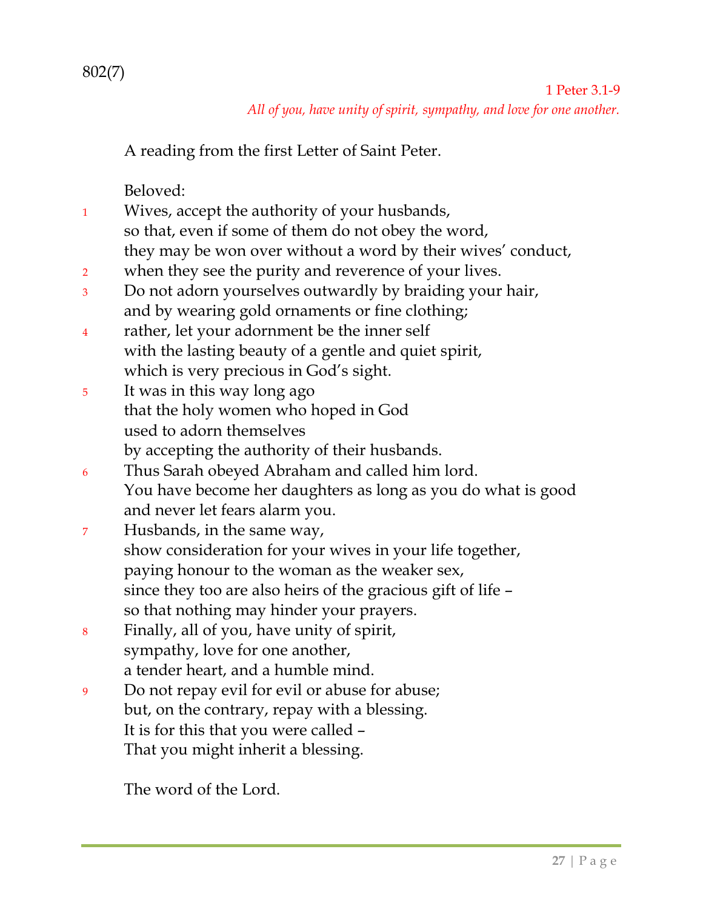802(7)

1 Peter 3.1-9

*All of you, have unity of spirit, sympathy, and love for one another.*

A reading from the first Letter of Saint Peter.

Beloved:

1 Wives, accept the authority of your husbands,
so that, even if some of them do not obey the word,
they may be won over without a word by their wives' conduct,
2 when they see the purity and reverence of your lives.
3 Do not adorn yourselves outwardly by braiding your hair,
and by wearing gold ornaments or fine clothing;
4 rather, let your adornment be the inner self
with the lasting beauty of a gentle and quiet spirit,
which is very precious in God's sight.
5 It was in this way long ago
that the holy women who hoped in God
used to adorn themselves
by accepting the authority of their husbands.
6 Thus Sarah obeyed Abraham and called him lord.
You have become her daughters as long as you do what is good
and never let fears alarm you.
7 Husbands, in the same way,
show consideration for your wives in your life together,
paying honour to the woman as the weaker sex,
since they too are also heirs of the gracious gift of life –
so that nothing may hinder your prayers.
8 Finally, all of you, have unity of spirit,
sympathy, love for one another,
a tender heart, and a humble mind.
9 Do not repay evil for evil or abuse for abuse;
but, on the contrary, repay with a blessing.
It is for this that you were called –
That you might inherit a blessing.

The word of the Lord.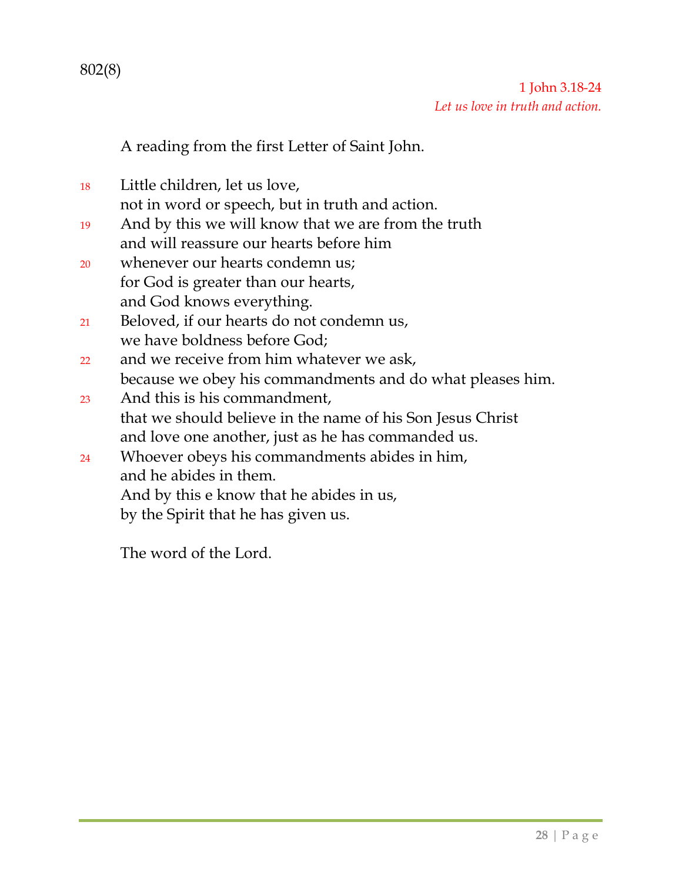802(8)

1 John 3.18-24

*Let us love in truth and action.*

A reading from the first Letter of Saint John.

18 Little children, let us love,
not in word or speech, but in truth and action.
19 And by this we will know that we are from the truth
and will reassure our hearts before him
20 whenever our hearts condemn us;
for God is greater than our hearts,
and God knows everything.
21 Beloved, if our hearts do not condemn us,
we have boldness before God;
22 and we receive from him whatever we ask,
because we obey his commandments and do what pleases him.
23 And this is his commandment,
that we should believe in the name of his Son Jesus Christ
and love one another, just as he has commanded us.
24 Whoever obeys his commandments abides in him,
and he abides in them.
And by this e know that he abides in us,
by the Spirit that he has given us.

The word of the Lord.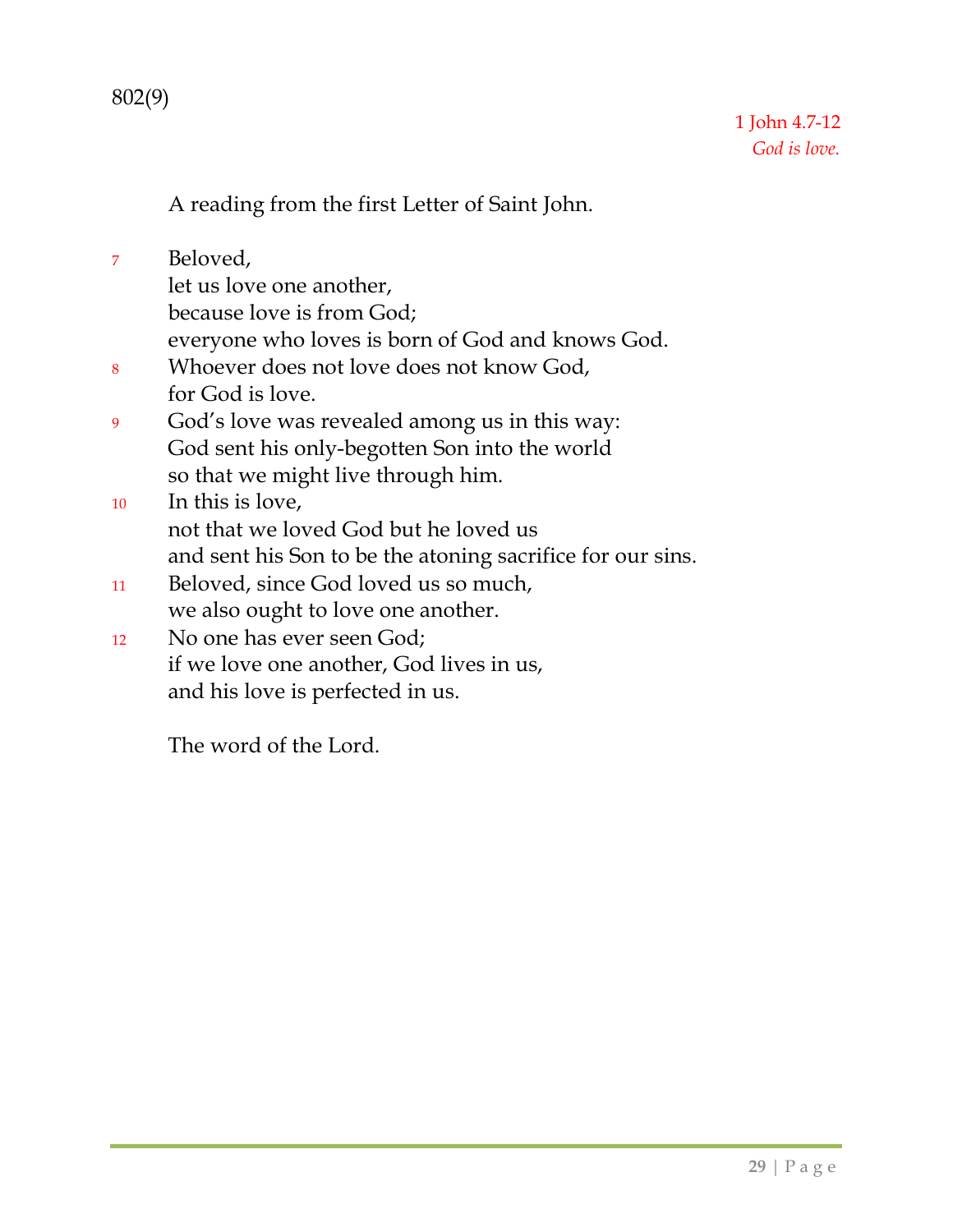802(9)

1 John 4.7-12
*God is love.*

A reading from the first Letter of Saint John.

7 Beloved,
let us love one another,
because love is from God;
everyone who loves is born of God and knows God.
8 Whoever does not love does not know God,
for God is love.
9 God's love was revealed among us in this way:
God sent his only-begotten Son into the world
so that we might live through him.
10 In this is love,
not that we loved God but he loved us
and sent his Son to be the atoning sacrifice for our sins.
11 Beloved, since God loved us so much,
we also ought to love one another.
12 No one has ever seen God;
if we love one another, God lives in us,
and his love is perfected in us.

The word of the Lord.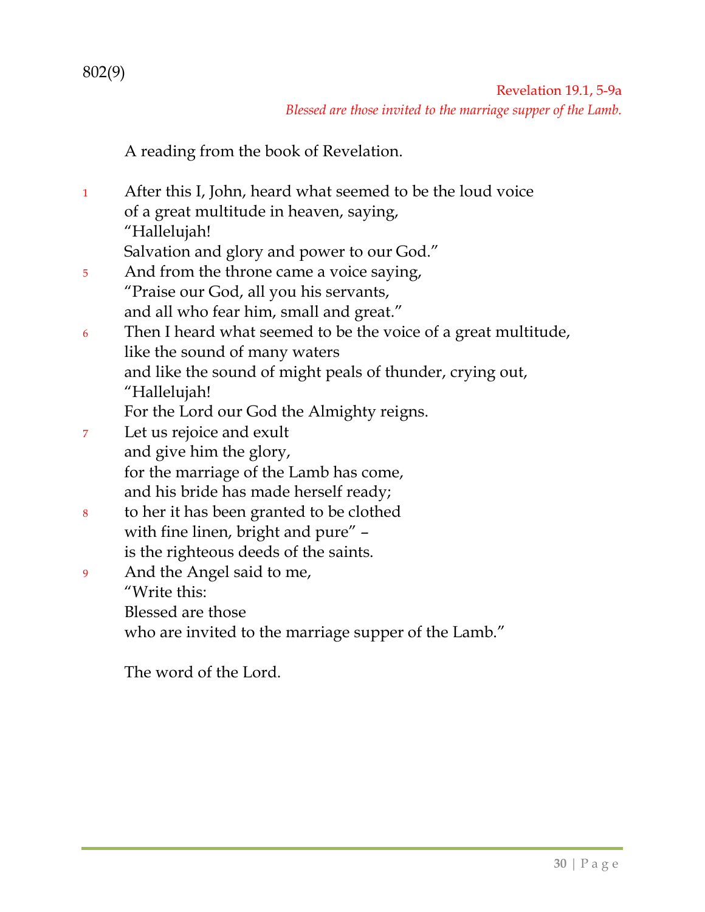802(9)

Revelation 19.1, 5-9a

*Blessed are those invited to the marriage supper of the Lamb.*

A reading from the book of Revelation.

1 After this I, John, heard what seemed to be the loud voice
of a great multitude in heaven, saying,
"Hallelujah!
Salvation and glory and power to our God."

5 And from the throne came a voice saying,
"Praise our God, all you his servants,
and all who fear him, small and great."

6 Then I heard what seemed to be the voice of a great multitude,
like the sound of many waters
and like the sound of might peals of thunder, crying out,
"Hallelujah!
For the Lord our God the Almighty reigns.

7 Let us rejoice and exult
and give him the glory,
for the marriage of the Lamb has come,
and his bride has made herself ready;

8 to her it has been granted to be clothed
with fine linen, bright and pure" –
is the righteous deeds of the saints.

9 And the Angel said to me,
"Write this:
Blessed are those
who are invited to the marriage supper of the Lamb."

The word of the Lord.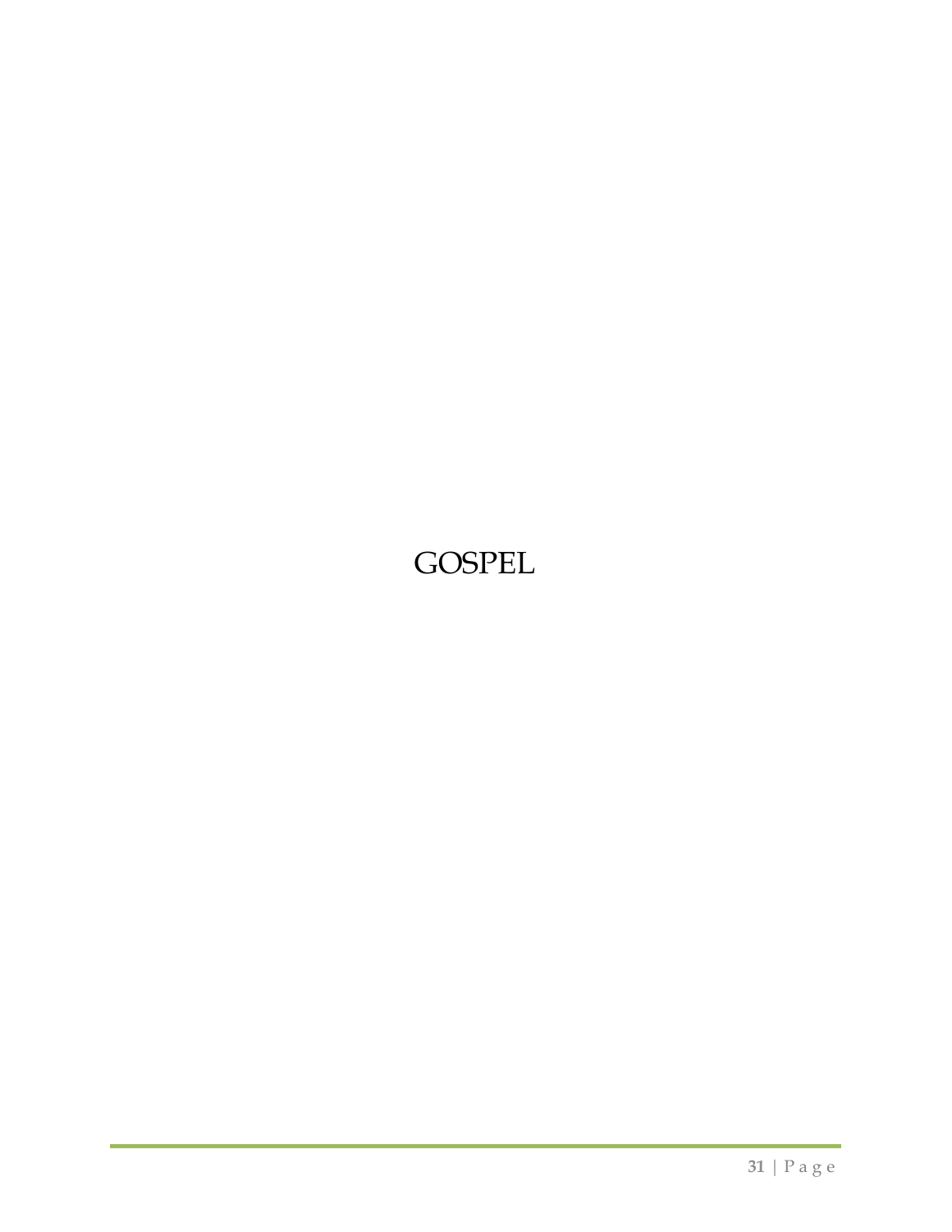# GOSPEL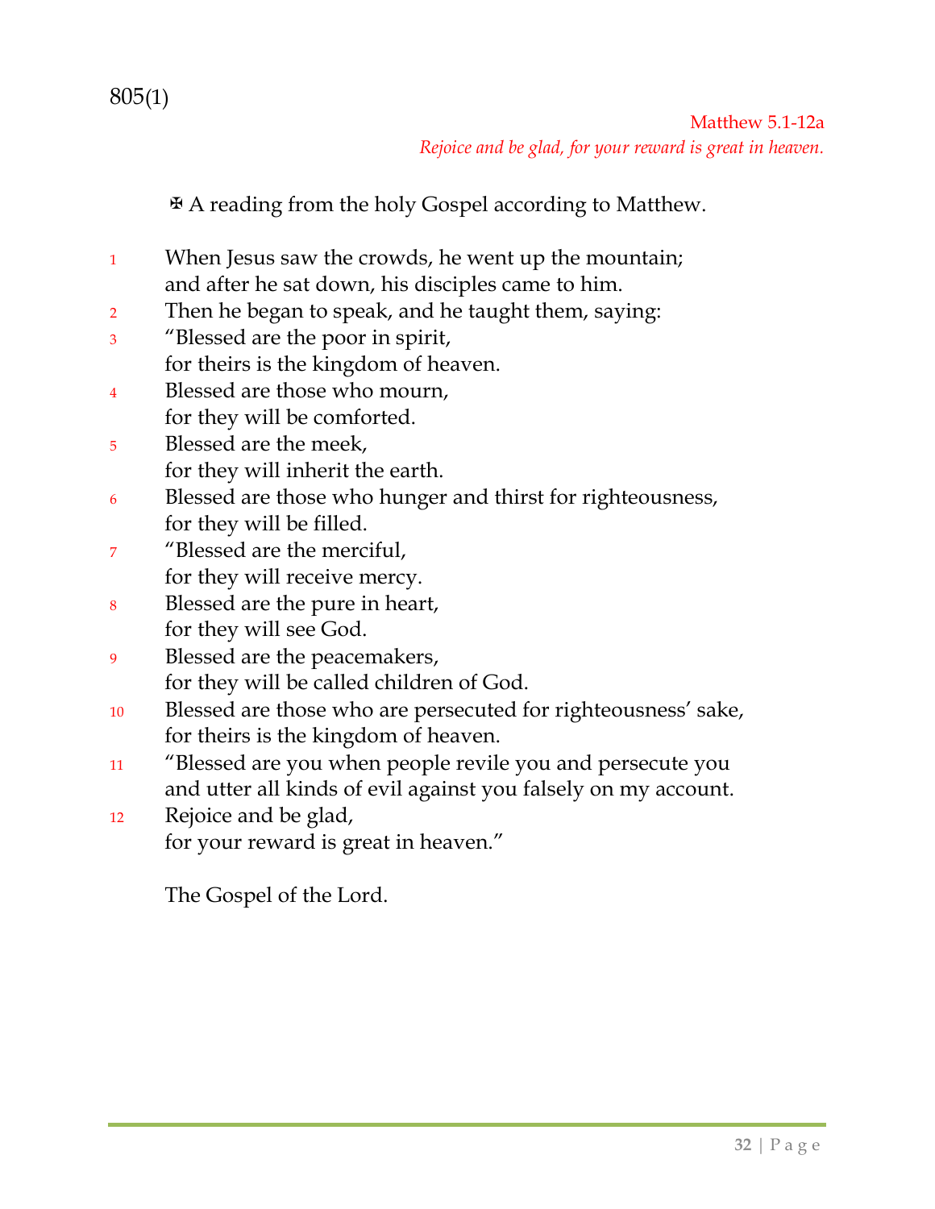805(1)

Matthew 5.1-12a

*Rejoice and be glad, for your reward is great in heaven.*

✠ A reading from the holy Gospel according to Matthew.

1 When Jesus saw the crowds, he went up the mountain;
and after he sat down, his disciples came to him.

2 Then he began to speak, and he taught them, saying:

3 "Blessed are the poor in spirit,
for theirs is the kingdom of heaven.

4 Blessed are those who mourn,
for they will be comforted.

5 Blessed are the meek,
for they will inherit the earth.

6 Blessed are those who hunger and thirst for righteousness,
for they will be filled.

7 "Blessed are the merciful,
for they will receive mercy.

8 Blessed are the pure in heart,
for they will see God.

9 Blessed are the peacemakers,
for they will be called children of God.

10 Blessed are those who are persecuted for righteousness' sake,
for theirs is the kingdom of heaven.

11 "Blessed are you when people revile you and persecute you
and utter all kinds of evil against you falsely on my account.

12 Rejoice and be glad,
for your reward is great in heaven."

The Gospel of the Lord.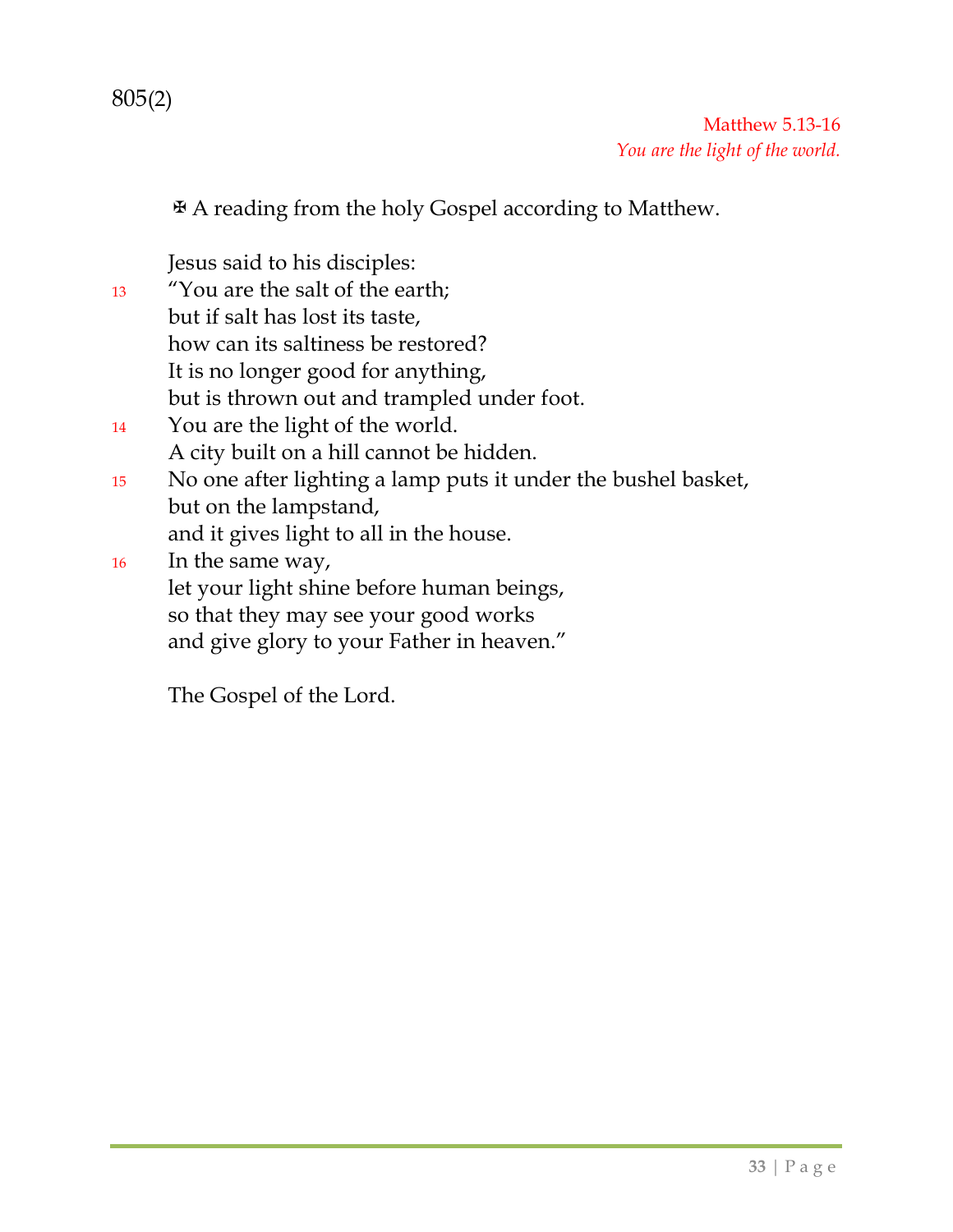805(2)

Matthew 5.13-16
*You are the light of the world.*

✠ A reading from the holy Gospel according to Matthew.

Jesus said to his disciples:
13 "You are the salt of the earth;
but if salt has lost its taste,
how can its saltiness be restored?
It is no longer good for anything,
but is thrown out and trampled under foot.
14 You are the light of the world.
A city built on a hill cannot be hidden.
15 No one after lighting a lamp puts it under the bushel basket,
but on the lampstand,
and it gives light to all in the house.
16 In the same way,
let your light shine before human beings,
so that they may see your good works
and give glory to your Father in heaven."

The Gospel of the Lord.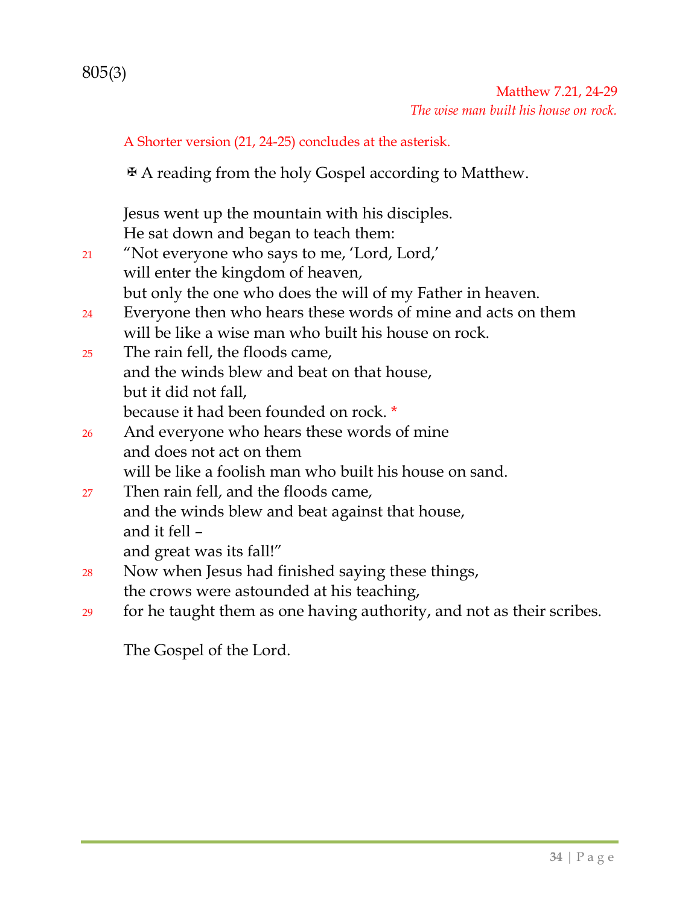805(3)

Matthew 7.21, 24-29

*The wise man built his house on rock.*

A Shorter version (21, 24-25) concludes at the asterisk.

✠ A reading from the holy Gospel according to Matthew.

Jesus went up the mountain with his disciples.
He sat down and began to teach them:
21 "Not everyone who says to me, 'Lord, Lord,'
will enter the kingdom of heaven,
but only the one who does the will of my Father in heaven.
24 Everyone then who hears these words of mine and acts on them
will be like a wise man who built his house on rock.
25 The rain fell, the floods came,
and the winds blew and beat on that house,
but it did not fall,
because it had been founded on rock. *
26 And everyone who hears these words of mine
and does not act on them
will be like a foolish man who built his house on sand.
27 Then rain fell, and the floods came,
and the winds blew and beat against that house,
and it fell –
and great was its fall!"
28 Now when Jesus had finished saying these things,
the crows were astounded at his teaching,
29 for he taught them as one having authority, and not as their scribes.

The Gospel of the Lord.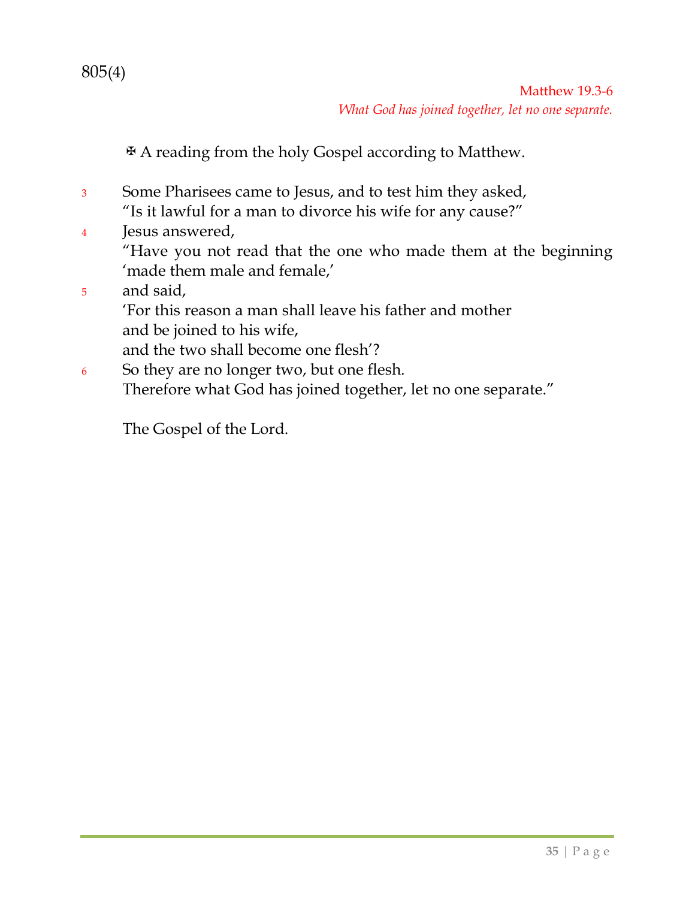805(4)

Matthew 19.3-6

*What God has joined together, let no one separate.*

✠ A reading from the holy Gospel according to Matthew.

3 Some Pharisees came to Jesus, and to test him they asked,
"Is it lawful for a man to divorce his wife for any cause?"

4 Jesus answered,
"Have you not read that the one who made them at the beginning 'made them male and female,'

5 and said,
'For this reason a man shall leave his father and mother
and be joined to his wife,
and the two shall become one flesh'?

6 So they are no longer two, but one flesh.
Therefore what God has joined together, let no one separate."

The Gospel of the Lord.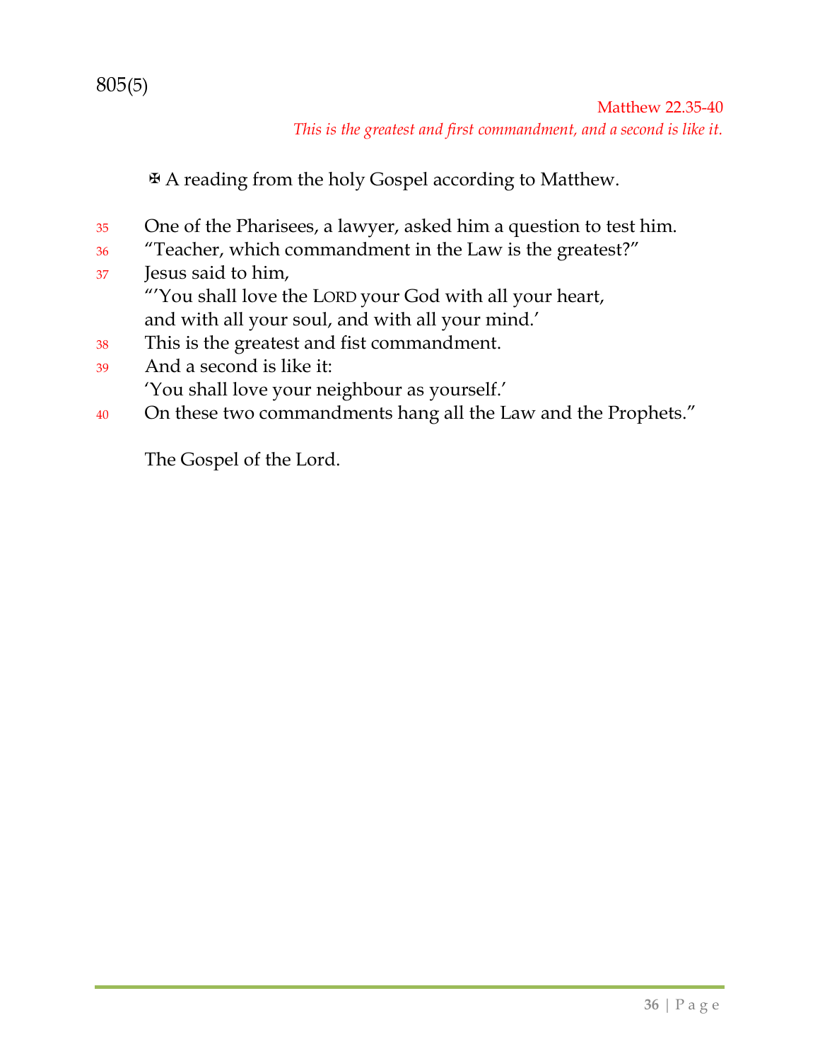805(5)

Matthew 22.35-40

*This is the greatest and first commandment, and a second is like it.*

✠ A reading from the holy Gospel according to Matthew.

35 One of the Pharisees, a lawyer, asked him a question to test him.
36 "Teacher, which commandment in the Law is the greatest?"
37 Jesus said to him,
"'You shall love the LORD your God with all your heart,
and with all your soul, and with all your mind.'
38 This is the greatest and fist commandment.
39 And a second is like it:
'You shall love your neighbour as yourself.'
40 On these two commandments hang all the Law and the Prophets."

The Gospel of the Lord.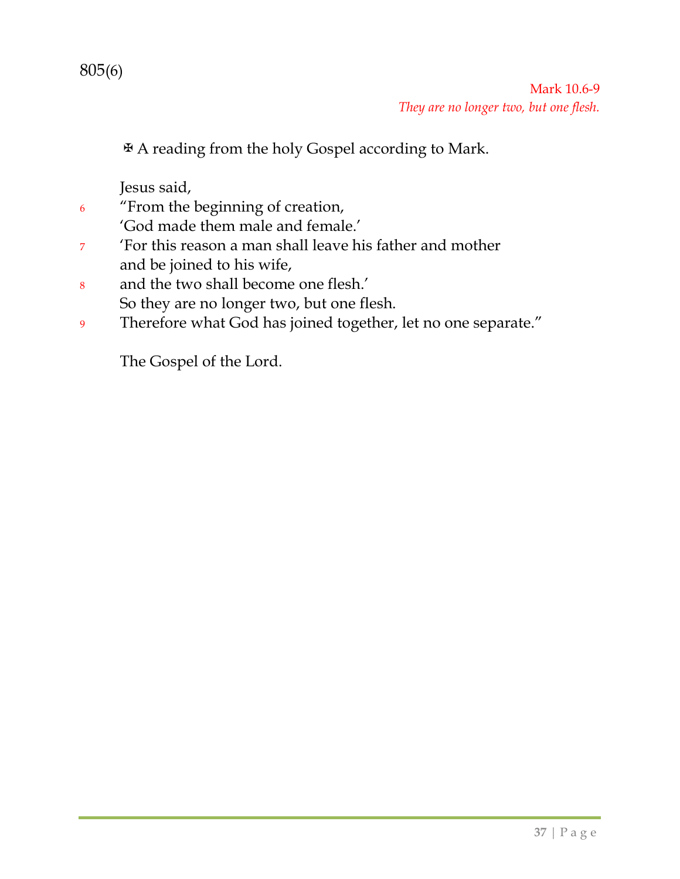805(6)

Mark 10.6-9

*They are no longer two, but one flesh.*

✠ A reading from the holy Gospel according to Mark.

Jesus said,

6 "From the beginning of creation,
'God made them male and female.'

7 'For this reason a man shall leave his father and mother
and be joined to his wife,

8 and the two shall become one flesh.'
So they are no longer two, but one flesh.

9 Therefore what God has joined together, let no one separate."

The Gospel of the Lord.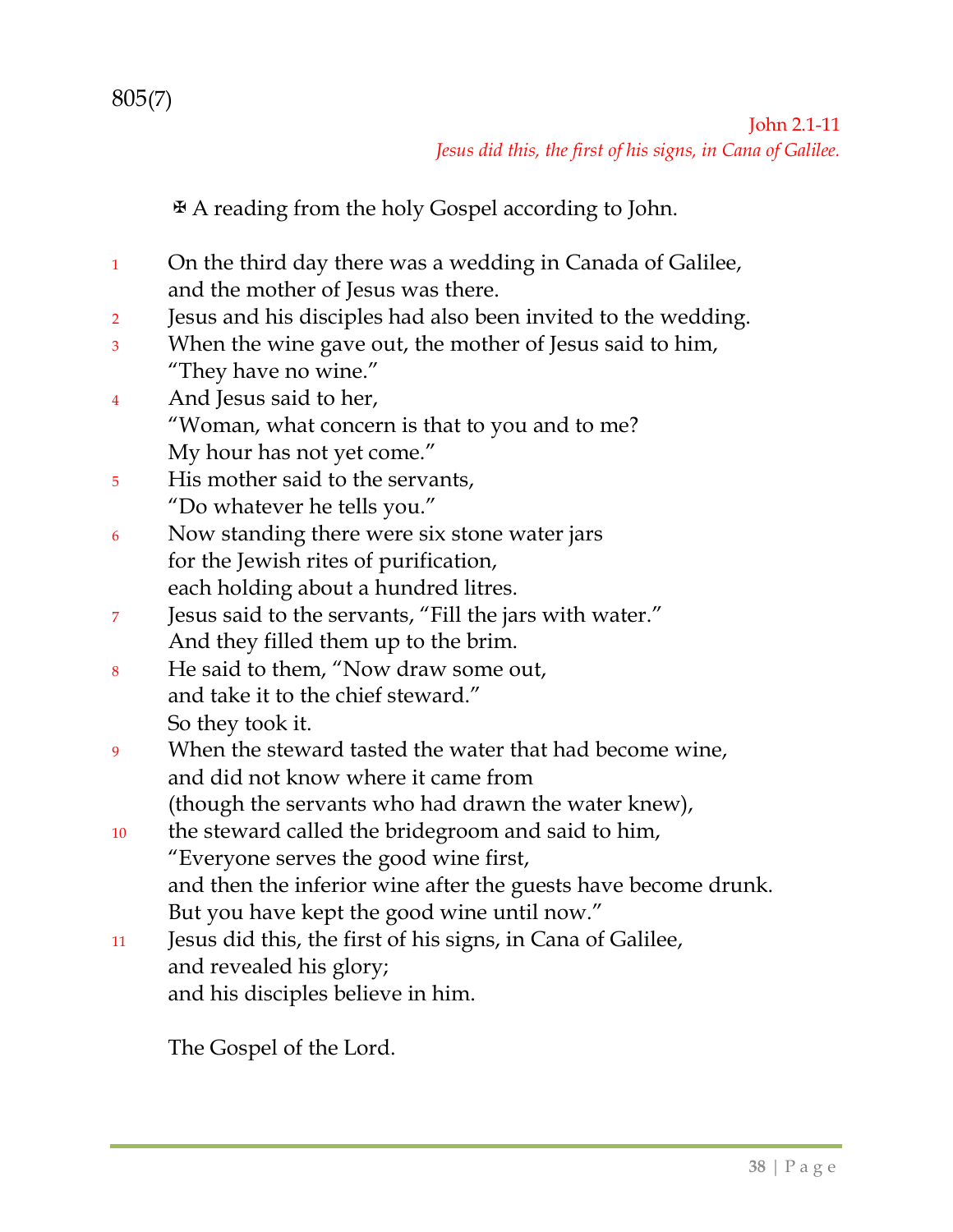805(7)

John 2.1-11
*Jesus did this, the first of his signs, in Cana of Galilee.*

✠ A reading from the holy Gospel according to John.

1 On the third day there was a wedding in Canada of Galilee,
and the mother of Jesus was there.
2 Jesus and his disciples had also been invited to the wedding.
3 When the wine gave out, the mother of Jesus said to him,
"They have no wine."
4 And Jesus said to her,
"Woman, what concern is that to you and to me?
My hour has not yet come."
5 His mother said to the servants,
"Do whatever he tells you."
6 Now standing there were six stone water jars
for the Jewish rites of purification,
each holding about a hundred litres.
7 Jesus said to the servants, "Fill the jars with water."
And they filled them up to the brim.
8 He said to them, "Now draw some out,
and take it to the chief steward."
So they took it.
9 When the steward tasted the water that had become wine,
and did not know where it came from
(though the servants who had drawn the water knew),
10 the steward called the bridegroom and said to him,
"Everyone serves the good wine first,
and then the inferior wine after the guests have become drunk.
But you have kept the good wine until now."
11 Jesus did this, the first of his signs, in Cana of Galilee,
and revealed his glory;
and his disciples believe in him.

The Gospel of the Lord.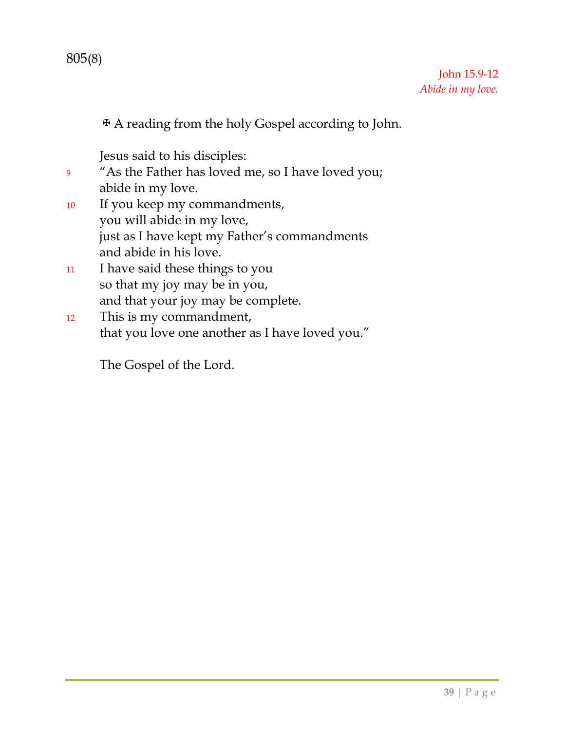805(8)

John 15.9-12
*Abide in my love.*

✠ A reading from the holy Gospel according to John.

Jesus said to his disciples:
9 "As the Father has loved me, so I have loved you;
abide in my love.
10 If you keep my commandments,
you will abide in my love,
just as I have kept my Father's commandments
and abide in his love.
11 I have said these things to you
so that my joy may be in you,
and that your joy may be complete.
12 This is my commandment,
that you love one another as I have loved you."

The Gospel of the Lord.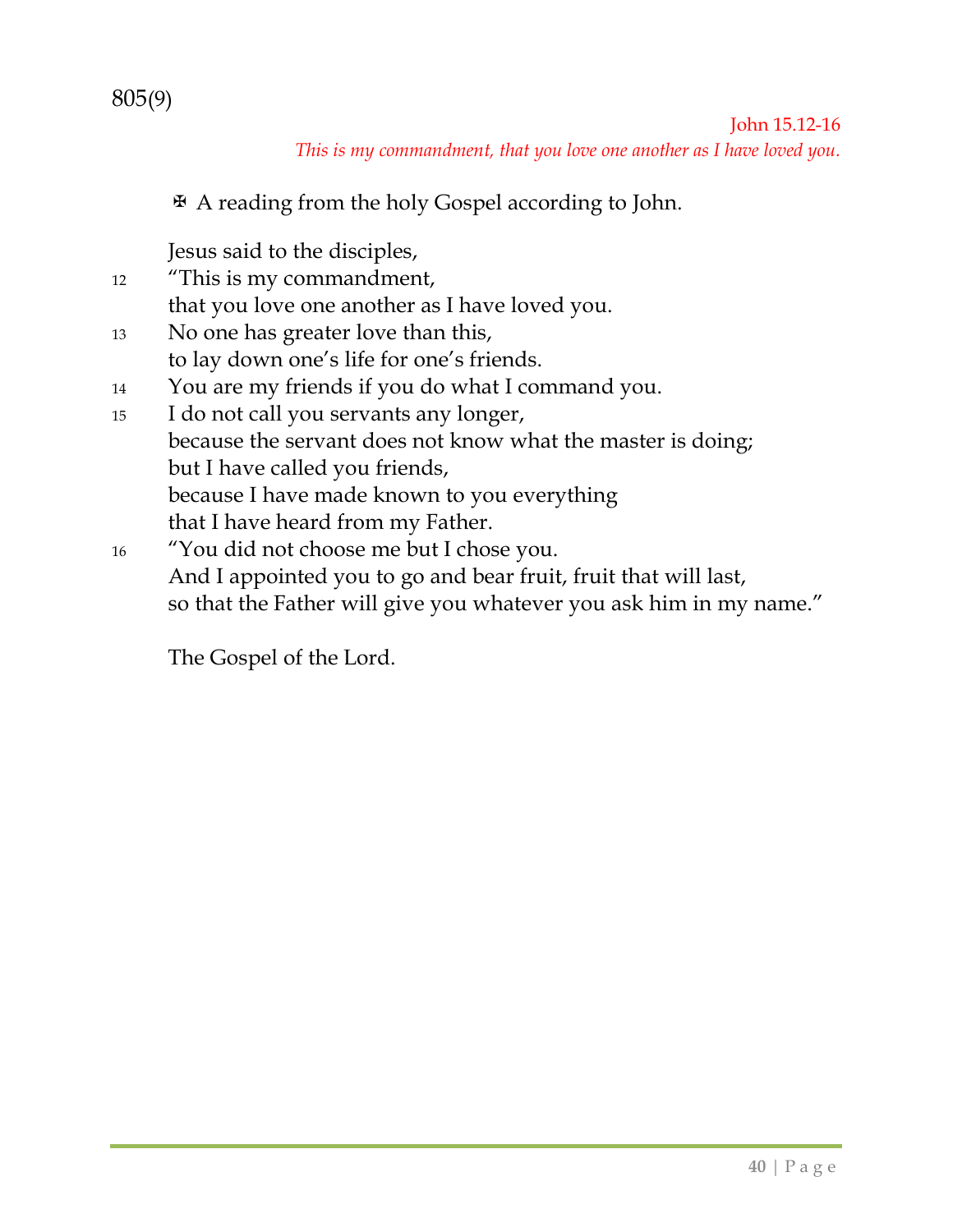805(9)

John 15.12-16

*This is my commandment, that you love one another as I have loved you.*

✠ A reading from the holy Gospel according to John.

Jesus said to the disciples,

12 “This is my commandment,
that you love one another as I have loved you.

13 No one has greater love than this,
to lay down one’s life for one’s friends.

14 You are my friends if you do what I command you.

15 I do not call you servants any longer,
because the servant does not know what the master is doing;
but I have called you friends,
because I have made known to you everything
that I have heard from my Father.

16 “You did not choose me but I chose you.
And I appointed you to go and bear fruit, fruit that will last,
so that the Father will give you whatever you ask him in my name.”

The Gospel of the Lord.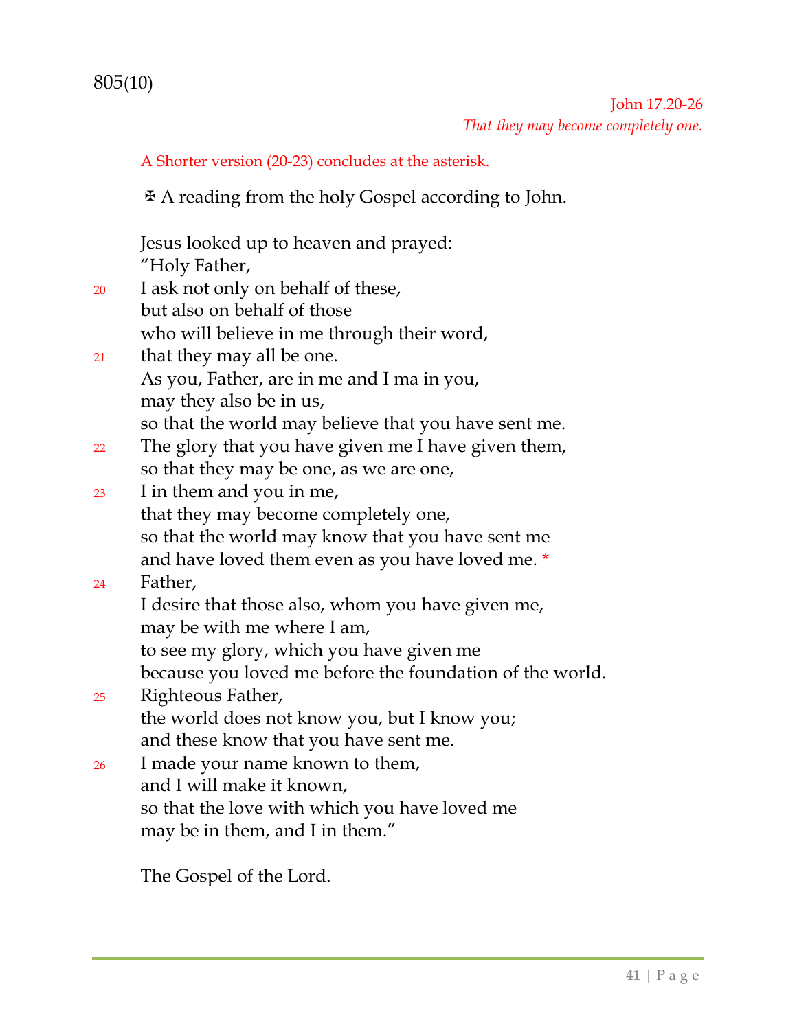805(10)

John 17.20-26

*That they may become completely one.*

A Shorter version (20-23) concludes at the asterisk.

✠ A reading from the holy Gospel according to John.

Jesus looked up to heaven and prayed:
"Holy Father,
20 I ask not only on behalf of these,
but also on behalf of those
who will believe in me through their word,
21 that they may all be one.
As you, Father, are in me and I ma in you,
may they also be in us,
so that the world may believe that you have sent me.
22 The glory that you have given me I have given them,
so that they may be one, as we are one,
23 I in them and you in me,
that they may become completely one,
so that the world may know that you have sent me
and have loved them even as you have loved me. *
24 Father,
I desire that those also, whom you have given me,
may be with me where I am,
to see my glory, which you have given me
because you loved me before the foundation of the world.
25 Righteous Father,
the world does not know you, but I know you;
and these know that you have sent me.
26 I made your name known to them,
and I will make it known,
so that the love with which you have loved me
may be in them, and I in them."

The Gospel of the Lord.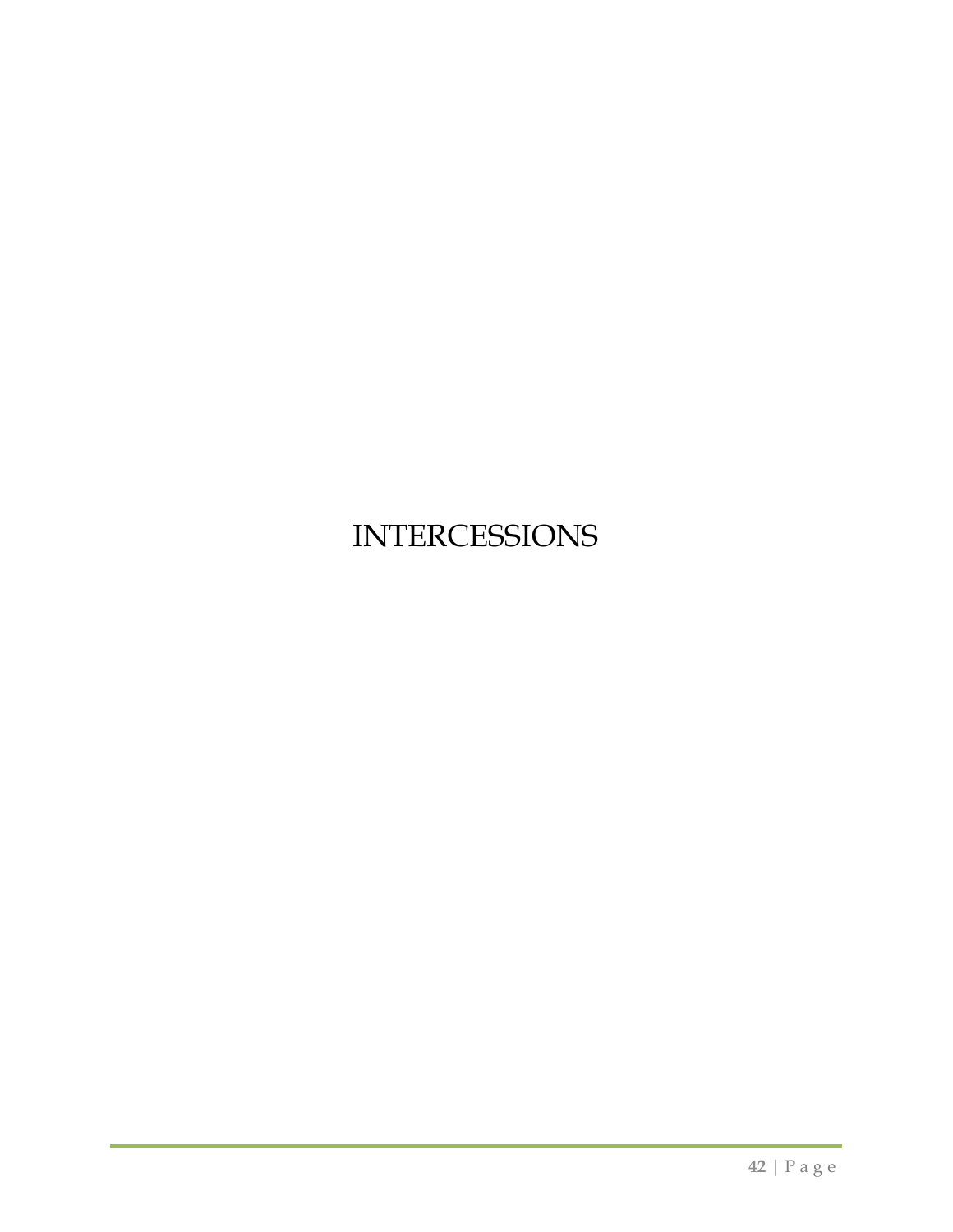# INTERCESSIONS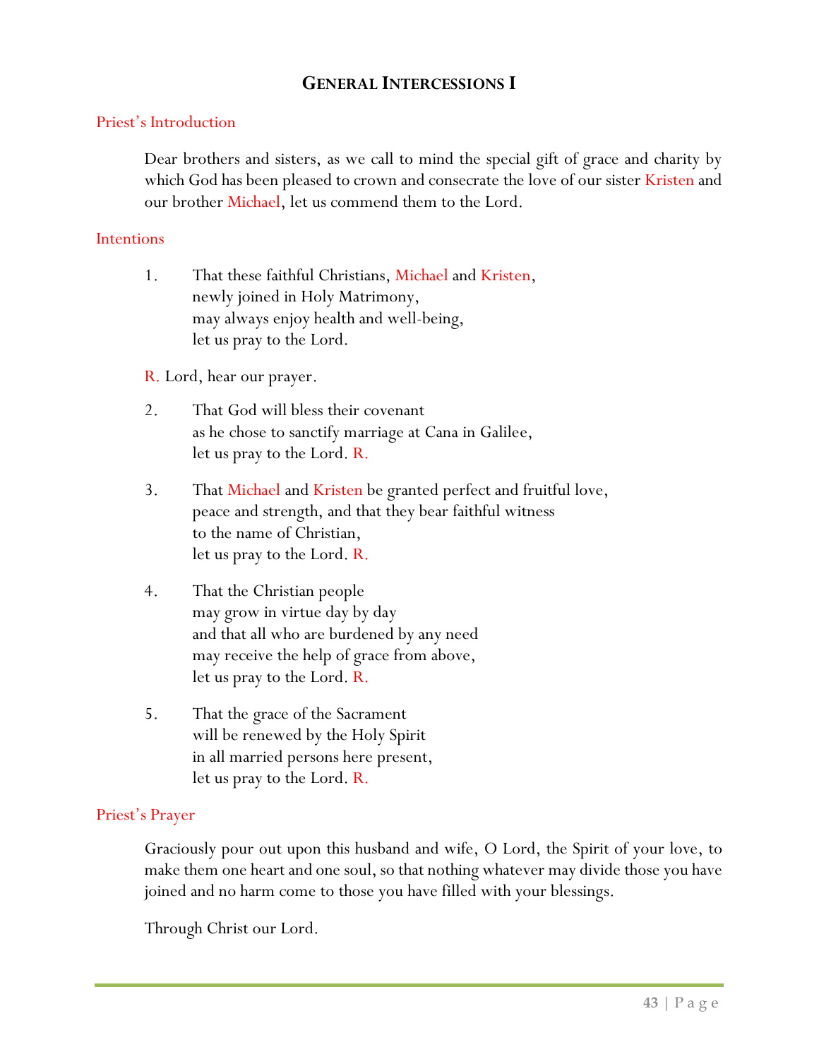## GENERAL INTERCESSIONS I

Priest's Introduction

Dear brothers and sisters, as we call to mind the special gift of grace and charity by which God has been pleased to crown and consecrate the love of our sister Kristen and our brother Michael, let us commend them to the Lord.

Intentions

1. That these faithful Christians, Michael and Kristen,
   newly joined in Holy Matrimony,
   may always enjoy health and well-being,
   let us pray to the Lord.

R. Lord, hear our prayer.

2. That God will bless their covenant
   as he chose to sanctify marriage at Cana in Galilee,
   let us pray to the Lord. R.

3. That Michael and Kristen be granted perfect and fruitful love,
   peace and strength, and that they bear faithful witness
   to the name of Christian,
   let us pray to the Lord. R.

4. That the Christian people
   may grow in virtue day by day
   and that all who are burdened by any need
   may receive the help of grace from above,
   let us pray to the Lord. R.

5. That the grace of the Sacrament
   will be renewed by the Holy Spirit
   in all married persons here present,
   let us pray to the Lord. R.

Priest's Prayer

Graciously pour out upon this husband and wife, O Lord, the Spirit of your love, to make them one heart and one soul, so that nothing whatever may divide those you have joined and no harm come to those you have filled with your blessings.

Through Christ our Lord.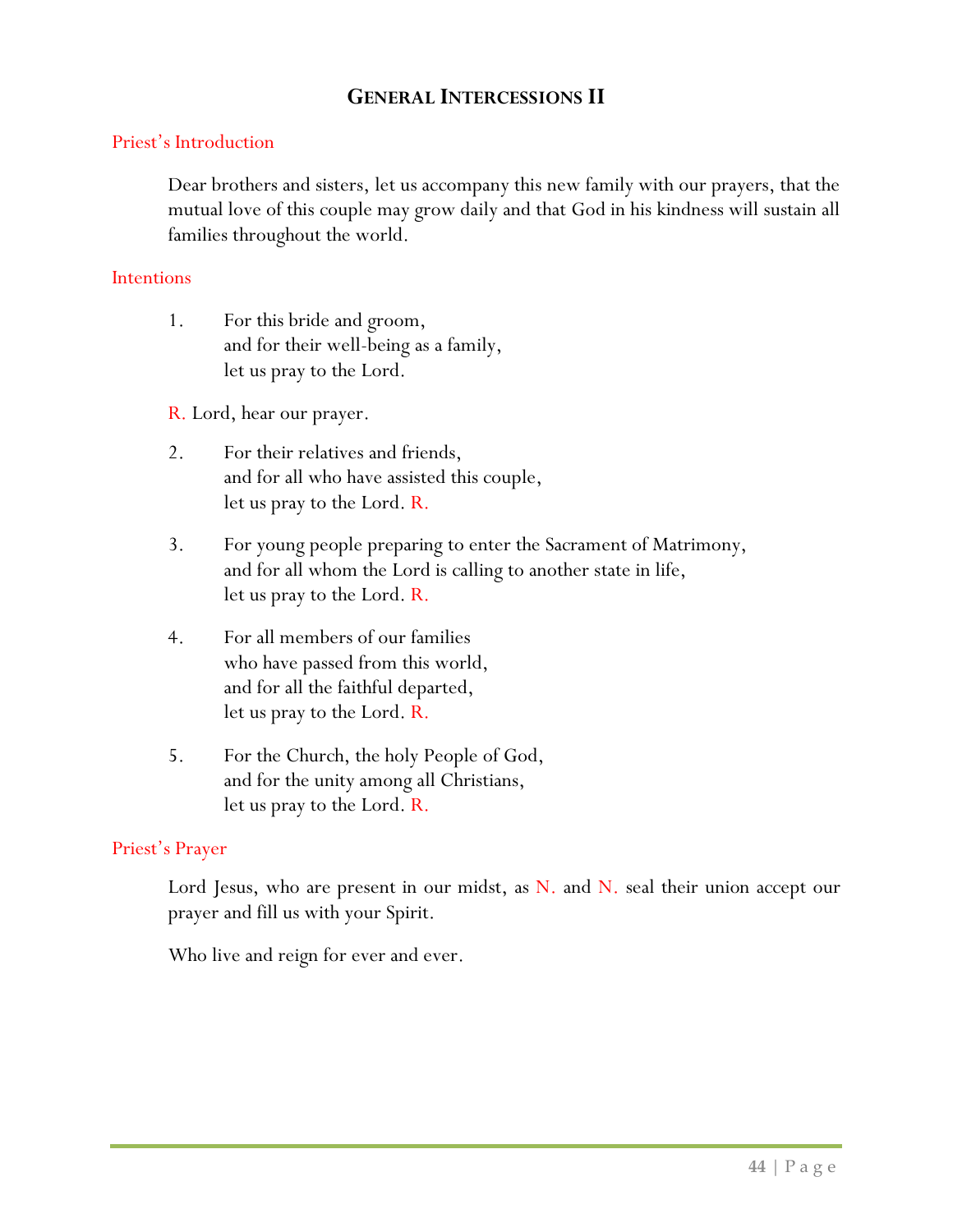## General Intercessions II

Priest's Introduction

Dear brothers and sisters, let us accompany this new family with our prayers, that the mutual love of this couple may grow daily and that God in his kindness will sustain all families throughout the world.

Intentions

1. For this bride and groom,
   and for their well-being as a family,
   let us pray to the Lord.

R. Lord, hear our prayer.

2. For their relatives and friends,
   and for all who have assisted this couple,
   let us pray to the Lord. R.

3. For young people preparing to enter the Sacrament of Matrimony,
   and for all whom the Lord is calling to another state in life,
   let us pray to the Lord. R.

4. For all members of our families
   who have passed from this world,
   and for all the faithful departed,
   let us pray to the Lord. R.

5. For the Church, the holy People of God,
   and for the unity among all Christians,
   let us pray to the Lord. R.

Priest's Prayer

Lord Jesus, who are present in our midst, as N. and N. seal their union accept our prayer and fill us with your Spirit.

Who live and reign for ever and ever.